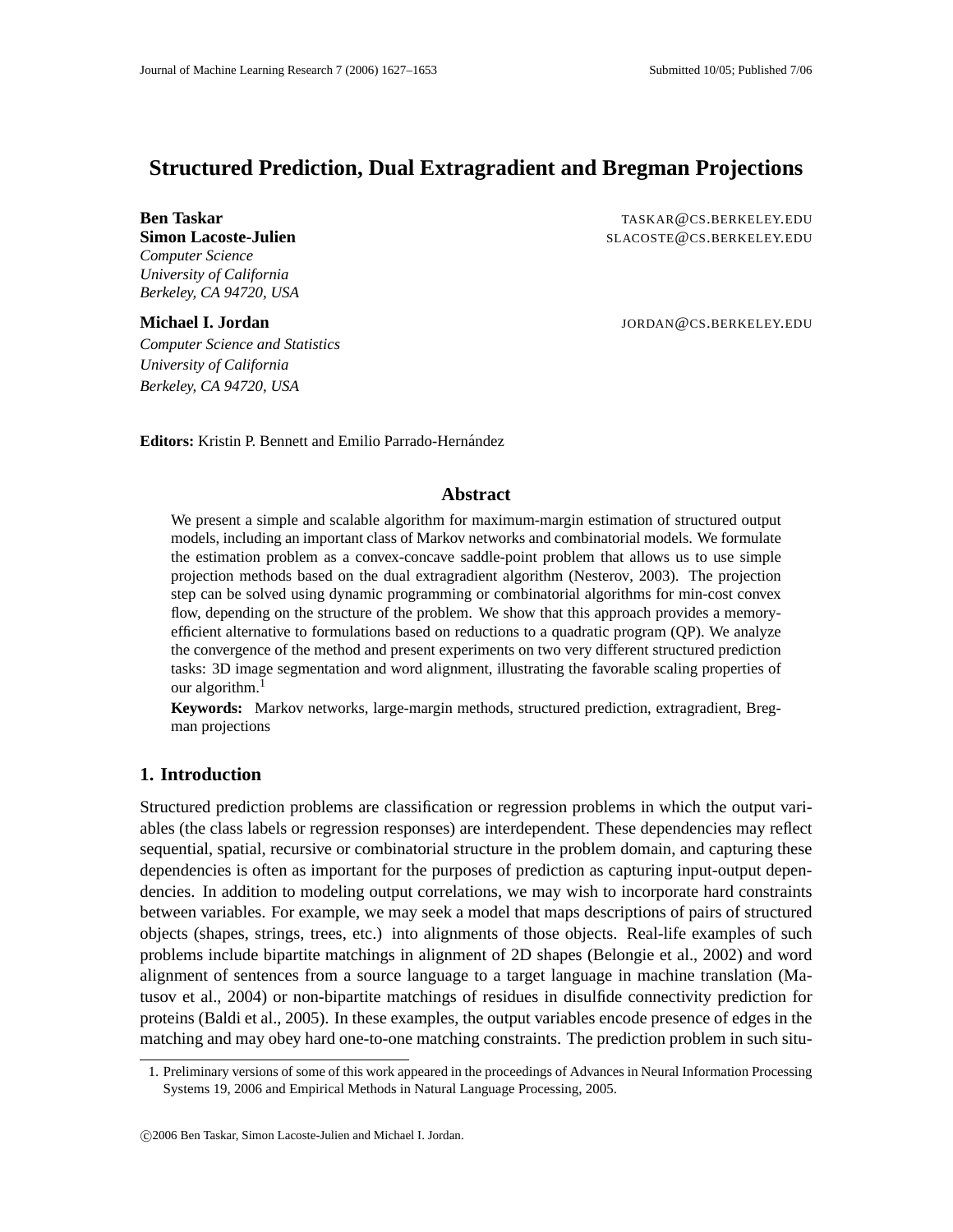# Structured Prediction, Dual Extragradient and Bregman Projections

**Ben Taskar** TASKAR@CS.BERKELEY.EDU
**Simon Lacoste-Julien** SLACOSTE@CS.BERKELEY.EDU
*Computer Science*
*University of California*
*Berkeley, CA 94720, USA*

**Michael I. Jordan** JORDAN@CS.BERKELEY.EDU
*Computer Science and Statistics*
*University of California*
*Berkeley, CA 94720, USA*

**Editors:** Kristin P. Bennett and Emilio Parrado-Hernández

## Abstract

We present a simple and scalable algorithm for maximum-margin estimation of structured output models, including an important class of Markov networks and combinatorial models. We formulate the estimation problem as a convex-concave saddle-point problem that allows us to use simple projection methods based on the dual extragradient algorithm (Nesterov, 2003). The projection step can be solved using dynamic programming or combinatorial algorithms for min-cost convex flow, depending on the structure of the problem. We show that this approach provides a memory-efficient alternative to formulations based on reductions to a quadratic program (QP). We analyze the convergence of the method and present experiments on two very different structured prediction tasks: 3D image segmentation and word alignment, illustrating the favorable scaling properties of our algorithm.[1]

**Keywords:** Markov networks, large-margin methods, structured prediction, extragradient, Bregman projections

## 1. Introduction

Structured prediction problems are classification or regression problems in which the output variables (the class labels or regression responses) are interdependent. These dependencies may reflect sequential, spatial, recursive or combinatorial structure in the problem domain, and capturing these dependencies is often as important for the purposes of prediction as capturing input-output dependencies. In addition to modeling output correlations, we may wish to incorporate hard constraints between variables. For example, we may seek a model that maps descriptions of pairs of structured objects (shapes, strings, trees, etc.) into alignments of those objects. Real-life examples of such problems include bipartite matchings in alignment of 2D shapes (Belongie et al., 2002) and word alignment of sentences from a source language to a target language in machine translation (Matusov et al., 2004) or non-bipartite matchings of residues in disulfide connectivity prediction for proteins (Baldi et al., 2005). In these examples, the output variables encode presence of edges in the matching and may obey hard one-to-one matching constraints. The prediction problem in such situ-

1. Preliminary versions of some of this work appeared in the proceedings of Advances in Neural Information Processing Systems 19, 2006 and Empirical Methods in Natural Language Processing, 2005.

©2006 Ben Taskar, Simon Lacoste-Julien and Michael I. Jordan.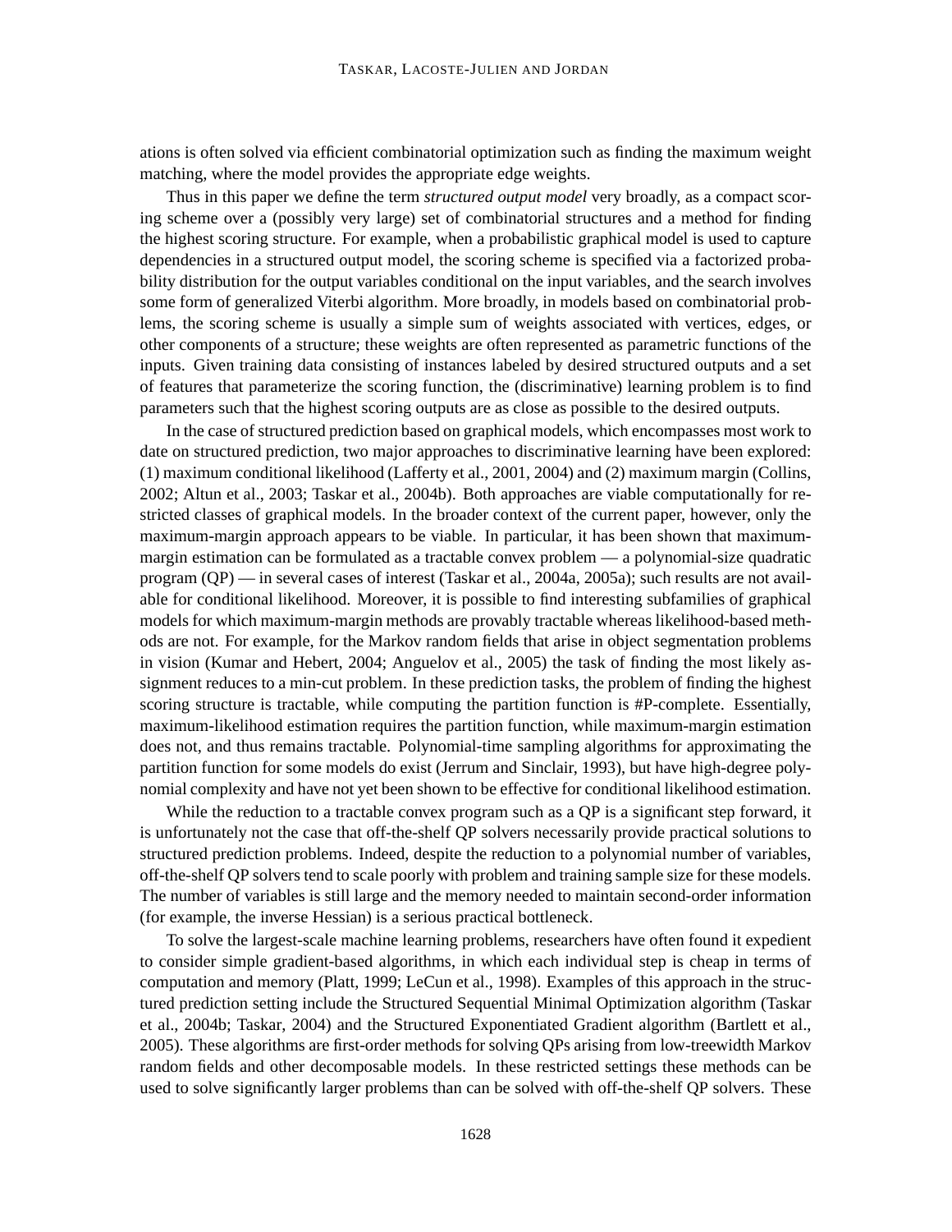ations is often solved via efficient combinatorial optimization such as finding the maximum weight matching, where the model provides the appropriate edge weights.

Thus in this paper we define the term *structured output model* very broadly, as a compact scoring scheme over a (possibly very large) set of combinatorial structures and a method for finding the highest scoring structure. For example, when a probabilistic graphical model is used to capture dependencies in a structured output model, the scoring scheme is specified via a factorized probability distribution for the output variables conditional on the input variables, and the search involves some form of generalized Viterbi algorithm. More broadly, in models based on combinatorial problems, the scoring scheme is usually a simple sum of weights associated with vertices, edges, or other components of a structure; these weights are often represented as parametric functions of the inputs. Given training data consisting of instances labeled by desired structured outputs and a set of features that parameterize the scoring function, the (discriminative) learning problem is to find parameters such that the highest scoring outputs are as close as possible to the desired outputs.

In the case of structured prediction based on graphical models, which encompasses most work to date on structured prediction, two major approaches to discriminative learning have been explored: (1) maximum conditional likelihood (Lafferty et al., 2001, 2004) and (2) maximum margin (Collins, 2002; Altun et al., 2003; Taskar et al., 2004b). Both approaches are viable computationally for restricted classes of graphical models. In the broader context of the current paper, however, only the maximum-margin approach appears to be viable. In particular, it has been shown that maximum-margin estimation can be formulated as a tractable convex problem — a polynomial-size quadratic program (QP) — in several cases of interest (Taskar et al., 2004a, 2005a); such results are not available for conditional likelihood. Moreover, it is possible to find interesting subfamilies of graphical models for which maximum-margin methods are provably tractable whereas likelihood-based methods are not. For example, for the Markov random fields that arise in object segmentation problems in vision (Kumar and Hebert, 2004; Anguelov et al., 2005) the task of finding the most likely assignment reduces to a min-cut problem. In these prediction tasks, the problem of finding the highest scoring structure is tractable, while computing the partition function is #P-complete. Essentially, maximum-likelihood estimation requires the partition function, while maximum-margin estimation does not, and thus remains tractable. Polynomial-time sampling algorithms for approximating the partition function for some models do exist (Jerrum and Sinclair, 1993), but have high-degree polynomial complexity and have not yet been shown to be effective for conditional likelihood estimation.

While the reduction to a tractable convex program such as a QP is a significant step forward, it is unfortunately not the case that off-the-shelf QP solvers necessarily provide practical solutions to structured prediction problems. Indeed, despite the reduction to a polynomial number of variables, off-the-shelf QP solvers tend to scale poorly with problem and training sample size for these models. The number of variables is still large and the memory needed to maintain second-order information (for example, the inverse Hessian) is a serious practical bottleneck.

To solve the largest-scale machine learning problems, researchers have often found it expedient to consider simple gradient-based algorithms, in which each individual step is cheap in terms of computation and memory (Platt, 1999; LeCun et al., 1998). Examples of this approach in the structured prediction setting include the Structured Sequential Minimal Optimization algorithm (Taskar et al., 2004b; Taskar, 2004) and the Structured Exponentiated Gradient algorithm (Bartlett et al., 2005). These algorithms are first-order methods for solving QPs arising from low-treewidth Markov random fields and other decomposable models. In these restricted settings these methods can be used to solve significantly larger problems than can be solved with off-the-shelf QP solvers. These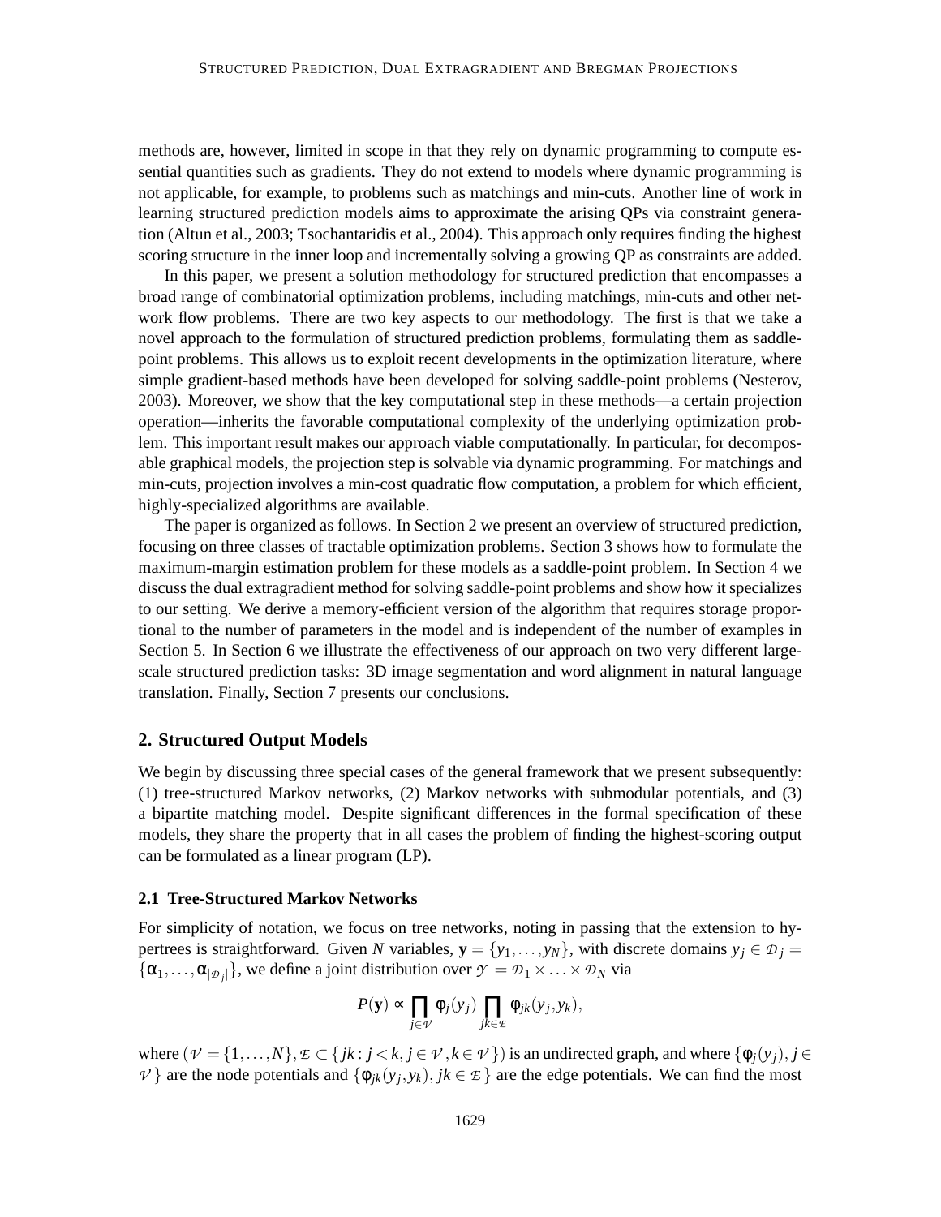methods are, however, limited in scope in that they rely on dynamic programming to compute essential quantities such as gradients. They do not extend to models where dynamic programming is not applicable, for example, to problems such as matchings and min-cuts. Another line of work in learning structured prediction models aims to approximate the arising QPs via constraint generation (Altun et al., 2003; Tsochantaridis et al., 2004). This approach only requires finding the highest scoring structure in the inner loop and incrementally solving a growing QP as constraints are added.

In this paper, we present a solution methodology for structured prediction that encompasses a broad range of combinatorial optimization problems, including matchings, min-cuts and other network flow problems. There are two key aspects to our methodology. The first is that we take a novel approach to the formulation of structured prediction problems, formulating them as saddle-point problems. This allows us to exploit recent developments in the optimization literature, where simple gradient-based methods have been developed for solving saddle-point problems (Nesterov, 2003). Moreover, we show that the key computational step in these methods—a certain projection operation—inherits the favorable computational complexity of the underlying optimization problem. This important result makes our approach viable computationally. In particular, for decomposable graphical models, the projection step is solvable via dynamic programming. For matchings and min-cuts, projection involves a min-cost quadratic flow computation, a problem for which efficient, highly-specialized algorithms are available.

The paper is organized as follows. In Section 2 we present an overview of structured prediction, focusing on three classes of tractable optimization problems. Section 3 shows how to formulate the maximum-margin estimation problem for these models as a saddle-point problem. In Section 4 we discuss the dual extragradient method for solving saddle-point problems and show how it specializes to our setting. We derive a memory-efficient version of the algorithm that requires storage proportional to the number of parameters in the model and is independent of the number of examples in Section 5. In Section 6 we illustrate the effectiveness of our approach on two very different large-scale structured prediction tasks: 3D image segmentation and word alignment in natural language translation. Finally, Section 7 presents our conclusions.

## 2. Structured Output Models

We begin by discussing three special cases of the general framework that we present subsequently: (1) tree-structured Markov networks, (2) Markov networks with submodular potentials, and (3) a bipartite matching model. Despite significant differences in the formal specification of these models, they share the property that in all cases the problem of finding the highest-scoring output can be formulated as a linear program (LP).

### 2.1 Tree-Structured Markov Networks

For simplicity of notation, we focus on tree networks, noting in passing that the extension to hypertrees is straightforward. Given $N$ variables, $\mathbf{y} = \{y_1, \ldots, y_N\}$, with discrete domains $y_j \in \mathcal{D}_j = \{\alpha_1, \ldots, \alpha_{|\mathcal{D}_j|}\}$, we define a joint distribution over $\mathcal{Y} = \mathcal{D}_1 \times \ldots \times \mathcal{D}_N$ via

$$P(\mathbf{y}) \propto \prod_{j \in \mathcal{V}} \phi_j(y_j) \prod_{jk \in \mathcal{E}} \phi_{jk}(y_j, y_k),$$

where $(\mathcal{V} = \{1, \ldots, N\}, \mathcal{E} \subset \{jk : j < k, j \in \mathcal{V}, k \in \mathcal{V}\})$ is an undirected graph, and where $\{\phi_j(y_j), j \in \mathcal{V}\}$ are the node potentials and $\{\phi_{jk}(y_j, y_k), jk \in \mathcal{E}\}$ are the edge potentials. We can find the most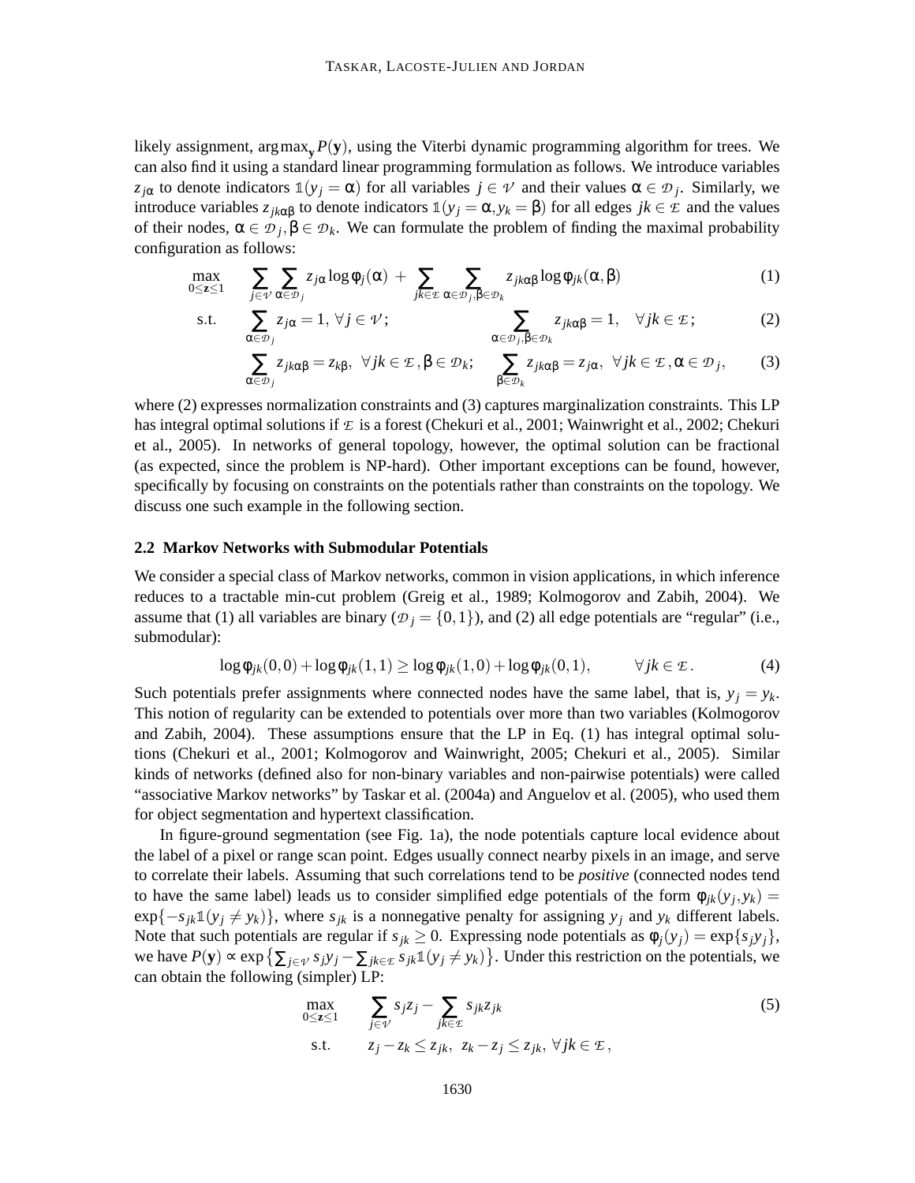likely assignment, $\arg\max_{\mathbf{y}} P(\mathbf{y})$, using the Viterbi dynamic programming algorithm for trees. We can also find it using a standard linear programming formulation as follows. We introduce variables $z_{j\alpha}$ to denote indicators $\mathbb{1}(y_j = \alpha)$ for all variables $j \in \mathcal{V}$ and their values $\alpha \in \mathcal{D}_j$. Similarly, we introduce variables $z_{jk\alpha\beta}$ to denote indicators $\mathbb{1}(y_j = \alpha, y_k = \beta)$ for all edges $jk \in \mathcal{E}$ and the values of their nodes, $\alpha \in \mathcal{D}_j, \beta \in \mathcal{D}_k$. We can formulate the problem of finding the maximal probability configuration as follows:

$$
\begin{aligned}
\max_{0 \leq \mathbf{z} \leq 1} \quad & \sum_{j \in \mathcal{V}} \sum_{\alpha \in \mathcal{D}_j} z_{j\alpha} \log \phi_j(\alpha) + \sum_{jk \in \mathcal{E}} \sum_{\alpha \in \mathcal{D}_j, \beta \in \mathcal{D}_k} z_{jk\alpha\beta} \log \phi_{jk}(\alpha, \beta) && (1) \\
\text{s.t.} \quad & \sum_{\alpha \in \mathcal{D}_j} z_{j\alpha} = 1, \ \forall j \in \mathcal{V}; \qquad \sum_{\alpha \in \mathcal{D}_j, \beta \in \mathcal{D}_k} z_{jk\alpha\beta} = 1, \quad \forall jk \in \mathcal{E}; && (2) \\
& \sum_{\alpha \in \mathcal{D}_j} z_{jk\alpha\beta} = z_{k\beta}, \ \forall jk \in \mathcal{E}, \beta \in \mathcal{D}_k; \qquad \sum_{\beta \in \mathcal{D}_k} z_{jk\alpha\beta} = z_{j\alpha}, \ \forall jk \in \mathcal{E}, \alpha \in \mathcal{D}_j, && (3)
\end{aligned}
$$

where (2) expresses normalization constraints and (3) captures marginalization constraints. This LP has integral optimal solutions if $\mathcal{E}$ is a forest (Chekuri et al., 2001; Wainwright et al., 2002; Chekuri et al., 2005). In networks of general topology, however, the optimal solution can be fractional (as expected, since the problem is NP-hard). Other important exceptions can be found, however, specifically by focusing on constraints on the potentials rather than constraints on the topology. We discuss one such example in the following section.

### 2.2 Markov Networks with Submodular Potentials

We consider a special class of Markov networks, common in vision applications, in which inference reduces to a tractable min-cut problem (Greig et al., 1989; Kolmogorov and Zabih, 2004). We assume that (1) all variables are binary ($\mathcal{D}_j = \{0, 1\}$), and (2) all edge potentials are "regular" (i.e., submodular):

$$
\log \phi_{jk}(0,0) + \log \phi_{jk}(1,1) \geq \log \phi_{jk}(1,0) + \log \phi_{jk}(0,1), \qquad \forall jk \in \mathcal{E}. \tag{4}
$$

Such potentials prefer assignments where connected nodes have the same label, that is, $y_j = y_k$. This notion of regularity can be extended to potentials over more than two variables (Kolmogorov and Zabih, 2004). These assumptions ensure that the LP in Eq. (1) has integral optimal solutions (Chekuri et al., 2001; Kolmogorov and Wainwright, 2005; Chekuri et al., 2005). Similar kinds of networks (defined also for non-binary variables and non-pairwise potentials) were called "associative Markov networks" by Taskar et al. (2004a) and Anguelov et al. (2005), who used them for object segmentation and hypertext classification.

In figure-ground segmentation (see Fig. 1a), the node potentials capture local evidence about the label of a pixel or range scan point. Edges usually connect nearby pixels in an image, and serve to correlate their labels. Assuming that such correlations tend to be *positive* (connected nodes tend to have the same label) leads us to consider simplified edge potentials of the form $\phi_{jk}(y_j, y_k) = \exp\{-s_{jk}\mathbb{1}(y_j \neq y_k)\}$, where $s_{jk}$ is a nonnegative penalty for assigning $y_j$ and $y_k$ different labels. Note that such potentials are regular if $s_{jk} \geq 0$. Expressing node potentials as $\phi_j(y_j) = \exp\{s_j y_j\}$, we have $P(\mathbf{y}) \propto \exp\left\{\sum_{j \in \mathcal{V}} s_j y_j - \sum_{jk \in \mathcal{E}} s_{jk}\mathbb{1}(y_j \neq y_k)\right\}$. Under this restriction on the potentials, we can obtain the following (simpler) LP:

$$
\begin{aligned}
\max_{0 \leq \mathbf{z} \leq 1} \quad & \sum_{j \in \mathcal{V}} s_j z_j - \sum_{jk \in \mathcal{E}} s_{jk} z_{jk} && (5) \\
\text{s.t.} \quad & z_j - z_k \leq z_{jk}, \ \ z_k - z_j \leq z_{jk}, \ \forall jk \in \mathcal{E},
\end{aligned}
$$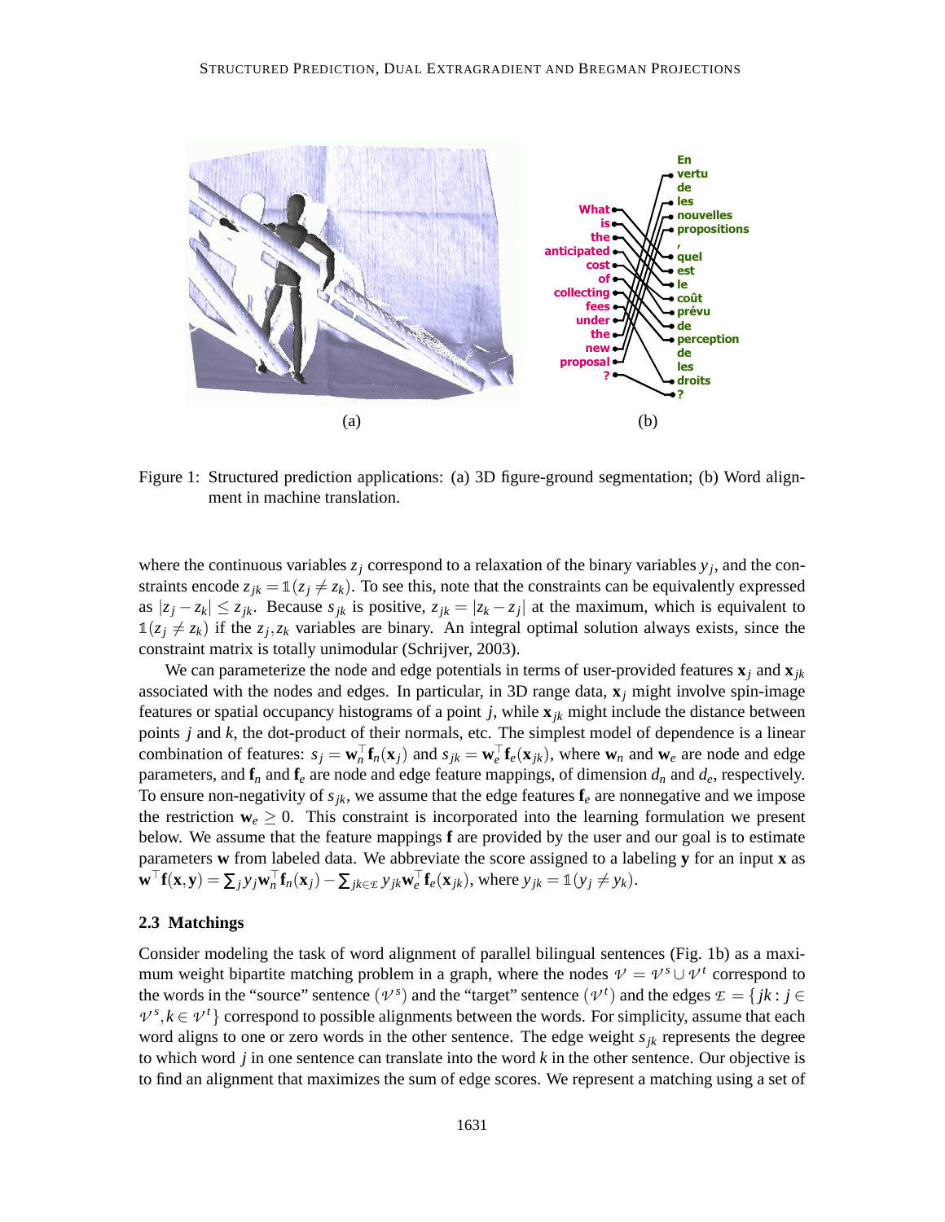Figure 1: Structured prediction applications: (a) 3D figure-ground segmentation; (b) Word alignment in machine translation.

where the continuous variables $z_j$ correspond to a relaxation of the binary variables $y_j$, and the constraints encode $z_{jk} = \mathbb{1}(z_j \neq z_k)$. To see this, note that the constraints can be equivalently expressed as $|z_j - z_k| \leq z_{jk}$. Because $s_{jk}$ is positive, $z_{jk} = |z_k - z_j|$ at the maximum, which is equivalent to $\mathbb{1}(z_j \neq z_k)$ if the $z_j, z_k$ variables are binary. An integral optimal solution always exists, since the constraint matrix is totally unimodular (Schrijver, 2003).

We can parameterize the node and edge potentials in terms of user-provided features $\mathbf{x}_j$ and $\mathbf{x}_{jk}$ associated with the nodes and edges. In particular, in 3D range data, $\mathbf{x}_j$ might involve spin-image features or spatial occupancy histograms of a point $j$, while $\mathbf{x}_{jk}$ might include the distance between points $j$ and $k$, the dot-product of their normals, etc. The simplest model of dependence is a linear combination of features: $s_j = \mathbf{w}_n^\top \mathbf{f}_n(\mathbf{x}_j)$ and $s_{jk} = \mathbf{w}_e^\top \mathbf{f}_e(\mathbf{x}_{jk})$, where $\mathbf{w}_n$ and $\mathbf{w}_e$ are node and edge parameters, and $\mathbf{f}_n$ and $\mathbf{f}_e$ are node and edge feature mappings, of dimension $d_n$ and $d_e$, respectively. To ensure non-negativity of $s_{jk}$, we assume that the edge features $\mathbf{f}_e$ are nonnegative and we impose the restriction $\mathbf{w}_e \geq 0$. This constraint is incorporated into the learning formulation we present below. We assume that the feature mappings $\mathbf{f}$ are provided by the user and our goal is to estimate parameters $\mathbf{w}$ from labeled data. We abbreviate the score assigned to a labeling $\mathbf{y}$ for an input $\mathbf{x}$ as $\mathbf{w}^\top \mathbf{f}(\mathbf{x}, \mathbf{y}) = \sum_j y_j \mathbf{w}_n^\top \mathbf{f}_n(\mathbf{x}_j) - \sum_{jk \in \mathcal{E}} y_{jk} \mathbf{w}_e^\top \mathbf{f}_e(\mathbf{x}_{jk})$, where $y_{jk} = \mathbb{1}(y_j \neq y_k)$.

### 2.3 Matchings

Consider modeling the task of word alignment of parallel bilingual sentences (Fig. 1b) as a maximum weight bipartite matching problem in a graph, where the nodes $\mathcal{V} = \mathcal{V}^s \cup \mathcal{V}^t$ correspond to the words in the "source" sentence ($\mathcal{V}^s$) and the "target" sentence ($\mathcal{V}^t$) and the edges $\mathcal{E} = \{jk : j \in \mathcal{V}^s, k \in \mathcal{V}^t\}$ correspond to possible alignments between the words. For simplicity, assume that each word aligns to one or zero words in the other sentence. The edge weight $s_{jk}$ represents the degree to which word $j$ in one sentence can translate into the word $k$ in the other sentence. Our objective is to find an alignment that maximizes the sum of edge scores. We represent a matching using a set of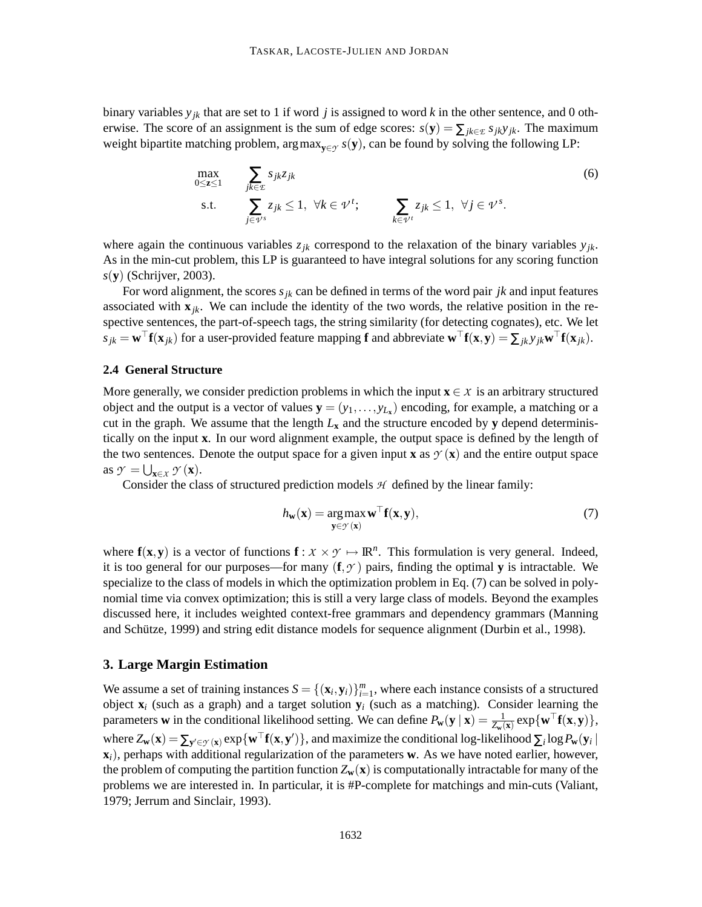binary variables $y_{jk}$ that are set to 1 if word $j$ is assigned to word $k$ in the other sentence, and 0 otherwise. The score of an assignment is the sum of edge scores: $s(\mathbf{y}) = \sum_{jk \in \mathcal{E}} s_{jk} y_{jk}$. The maximum weight bipartite matching problem, $\arg\max_{\mathbf{y} \in \mathcal{Y}} s(\mathbf{y})$, can be found by solving the following LP:

$$\max_{0 \leq \mathbf{z} \leq 1} \quad \sum_{jk \in \mathcal{E}} s_{jk} z_{jk} \tag{6}$$
$$\text{s.t.} \quad \sum_{j \in \mathcal{V}^s} z_{jk} \leq 1, \ \forall k \in \mathcal{V}^t; \qquad \sum_{k \in \mathcal{V}^t} z_{jk} \leq 1, \ \forall j \in \mathcal{V}^s.$$

where again the continuous variables $z_{jk}$ correspond to the relaxation of the binary variables $y_{jk}$. As in the min-cut problem, this LP is guaranteed to have integral solutions for any scoring function $s(\mathbf{y})$ (Schrijver, 2003).

For word alignment, the scores $s_{jk}$ can be defined in terms of the word pair $jk$ and input features associated with $\mathbf{x}_{jk}$. We can include the identity of the two words, the relative position in the respective sentences, the part-of-speech tags, the string similarity (for detecting cognates), etc. We let $s_{jk} = \mathbf{w}^\top \mathbf{f}(\mathbf{x}_{jk})$ for a user-provided feature mapping $\mathbf{f}$ and abbreviate $\mathbf{w}^\top \mathbf{f}(\mathbf{x}, \mathbf{y}) = \sum_{jk} y_{jk} \mathbf{w}^\top \mathbf{f}(\mathbf{x}_{jk})$.

### 2.4 General Structure

More generally, we consider prediction problems in which the input $\mathbf{x} \in \mathcal{X}$ is an arbitrary structured object and the output is a vector of values $\mathbf{y} = (y_1, \ldots, y_{L_\mathbf{x}})$ encoding, for example, a matching or a cut in the graph. We assume that the length $L_\mathbf{x}$ and the structure encoded by $\mathbf{y}$ depend deterministically on the input $\mathbf{x}$. In our word alignment example, the output space is defined by the length of the two sentences. Denote the output space for a given input $\mathbf{x}$ as $\mathcal{Y}(\mathbf{x})$ and the entire output space as $\mathcal{Y} = \bigcup_{\mathbf{x} \in \mathcal{X}} \mathcal{Y}(\mathbf{x})$.

Consider the class of structured prediction models $\mathcal{H}$ defined by the linear family:

$$h_\mathbf{w}(\mathbf{x}) = \arg\max_{\mathbf{y} \in \mathcal{Y}(\mathbf{x})} \mathbf{w}^\top \mathbf{f}(\mathbf{x}, \mathbf{y}), \tag{7}$$

where $\mathbf{f}(\mathbf{x}, \mathbf{y})$ is a vector of functions $\mathbf{f} : \mathcal{X} \times \mathcal{Y} \mapsto \mathbb{R}^n$. This formulation is very general. Indeed, it is too general for our purposes—for many $(\mathbf{f}, \mathcal{Y})$ pairs, finding the optimal $\mathbf{y}$ is intractable. We specialize to the class of models in which the optimization problem in Eq. (7) can be solved in polynomial time via convex optimization; this is still a very large class of models. Beyond the examples discussed here, it includes weighted context-free grammars and dependency grammars (Manning and Schütze, 1999) and string edit distance models for sequence alignment (Durbin et al., 1998).

## 3. Large Margin Estimation

We assume a set of training instances $S = \{(\mathbf{x}_i, \mathbf{y}_i)\}_{i=1}^m$, where each instance consists of a structured object $\mathbf{x}_i$ (such as a graph) and a target solution $\mathbf{y}_i$ (such as a matching). Consider learning the parameters $\mathbf{w}$ in the conditional likelihood setting. We can define $P_\mathbf{w}(\mathbf{y} \mid \mathbf{x}) = \frac{1}{Z_\mathbf{w}(\mathbf{x})} \exp\{\mathbf{w}^\top \mathbf{f}(\mathbf{x}, \mathbf{y})\}$, where $Z_\mathbf{w}(\mathbf{x}) = \sum_{\mathbf{y}' \in \mathcal{Y}(\mathbf{x})} \exp\{\mathbf{w}^\top \mathbf{f}(\mathbf{x}, \mathbf{y}')\}$, and maximize the conditional log-likelihood $\sum_i \log P_\mathbf{w}(\mathbf{y}_i \mid \mathbf{x}_i)$, perhaps with additional regularization of the parameters $\mathbf{w}$. As we have noted earlier, however, the problem of computing the partition function $Z_\mathbf{w}(\mathbf{x})$ is computationally intractable for many of the problems we are interested in. In particular, it is #P-complete for matchings and min-cuts (Valiant, 1979; Jerrum and Sinclair, 1993).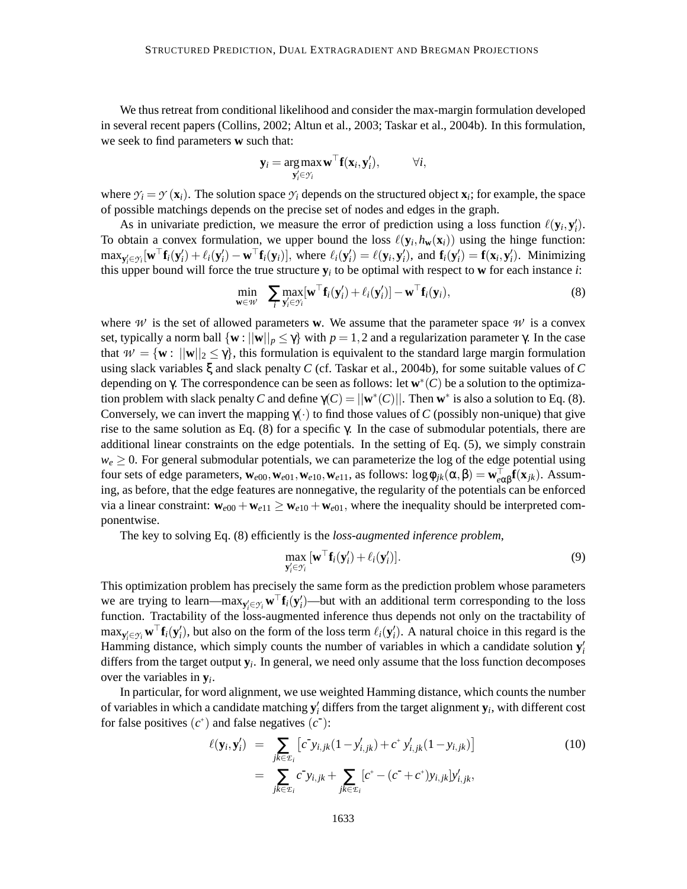We thus retreat from conditional likelihood and consider the max-margin formulation developed in several recent papers (Collins, 2002; Altun et al., 2003; Taskar et al., 2004b). In this formulation, we seek to find parameters $\mathbf{w}$ such that:

$$\mathbf{y}_i = \arg\max_{\mathbf{y}'_i \in \mathcal{Y}_i} \mathbf{w}^\top \mathbf{f}(\mathbf{x}_i, \mathbf{y}'_i), \qquad \forall i,$$

where $\mathcal{Y}_i = \mathcal{Y}(\mathbf{x}_i)$. The solution space $\mathcal{Y}_i$ depends on the structured object $\mathbf{x}_i$; for example, the space of possible matchings depends on the precise set of nodes and edges in the graph.

As in univariate prediction, we measure the error of prediction using a loss function $\ell(\mathbf{y}_i, \mathbf{y}'_i)$. To obtain a convex formulation, we upper bound the loss $\ell(\mathbf{y}_i, h_{\mathbf{w}}(\mathbf{x}_i))$ using the hinge function: $\max_{\mathbf{y}'_i \in \mathcal{Y}_i}[\mathbf{w}^\top \mathbf{f}_i(\mathbf{y}'_i) + \ell_i(\mathbf{y}'_i) - \mathbf{w}^\top \mathbf{f}_i(\mathbf{y}_i)]$, where $\ell_i(\mathbf{y}'_i) = \ell(\mathbf{y}_i, \mathbf{y}'_i)$, and $\mathbf{f}_i(\mathbf{y}'_i) = \mathbf{f}(\mathbf{x}_i, \mathbf{y}'_i)$. Minimizing this upper bound will force the true structure $\mathbf{y}_i$ to be optimal with respect to $\mathbf{w}$ for each instance $i$:

$$\min_{\mathbf{w} \in \mathcal{W}} \sum_i \max_{\mathbf{y}'_i \in \mathcal{Y}_i} [\mathbf{w}^\top \mathbf{f}_i(\mathbf{y}'_i) + \ell_i(\mathbf{y}'_i)] - \mathbf{w}^\top \mathbf{f}_i(\mathbf{y}_i), \tag{8}$$

where $\mathcal{W}$ is the set of allowed parameters $\mathbf{w}$. We assume that the parameter space $\mathcal{W}$ is a convex set, typically a norm ball $\{\mathbf{w} : ||\mathbf{w}||_p \le \gamma\}$ with $p = 1, 2$ and a regularization parameter $\gamma$. In the case that $\mathcal{W} = \{\mathbf{w} : ||\mathbf{w}||_2 \le \gamma\}$, this formulation is equivalent to the standard large margin formulation using slack variables $\xi$ and slack penalty $C$ (cf. Taskar et al., 2004b), for some suitable values of $C$ depending on $\gamma$. The correspondence can be seen as follows: let $\mathbf{w}^*(C)$ be a solution to the optimization problem with slack penalty $C$ and define $\gamma(C) = ||\mathbf{w}^*(C)||$. Then $\mathbf{w}^*$ is also a solution to Eq. (8). Conversely, we can invert the mapping $\gamma(\cdot)$ to find those values of $C$ (possibly non-unique) that give rise to the same solution as Eq. (8) for a specific $\gamma$. In the case of submodular potentials, there are additional linear constraints on the edge potentials. In the setting of Eq. (5), we simply constrain $w_e \ge 0$. For general submodular potentials, we can parameterize the log of the edge potential using four sets of edge parameters, $\mathbf{w}_{e00}, \mathbf{w}_{e01}, \mathbf{w}_{e10}, \mathbf{w}_{e11}$, as follows: $\log \phi_{jk}(\alpha, \beta) = \mathbf{w}_{e\alpha\beta}^\top \mathbf{f}(\mathbf{x}_{jk})$. Assuming, as before, that the edge features are nonnegative, the regularity of the potentials can be enforced via a linear constraint: $\mathbf{w}_{e00} + \mathbf{w}_{e11} \ge \mathbf{w}_{e10} + \mathbf{w}_{e01}$, where the inequality should be interpreted componentwise.

The key to solving Eq. (8) efficiently is the *loss-augmented inference problem,*

$$\max_{\mathbf{y}'_i \in \mathcal{Y}_i} [\mathbf{w}^\top \mathbf{f}_i(\mathbf{y}'_i) + \ell_i(\mathbf{y}'_i)]. \tag{9}$$

This optimization problem has precisely the same form as the prediction problem whose parameters we are trying to learn—$\max_{\mathbf{y}'_i \in \mathcal{Y}_i} \mathbf{w}^\top \mathbf{f}_i(\mathbf{y}'_i)$—but with an additional term corresponding to the loss function. Tractability of the loss-augmented inference thus depends not only on the tractability of $\max_{\mathbf{y}'_i \in \mathcal{Y}_i} \mathbf{w}^\top \mathbf{f}_i(\mathbf{y}'_i)$, but also on the form of the loss term $\ell_i(\mathbf{y}'_i)$. A natural choice in this regard is the Hamming distance, which simply counts the number of variables in which a candidate solution $\mathbf{y}'_i$ differs from the target output $\mathbf{y}_i$. In general, we need only assume that the loss function decomposes over the variables in $\mathbf{y}_i$.

In particular, for word alignment, we use weighted Hamming distance, which counts the number of variables in which a candidate matching $\mathbf{y}'_i$ differs from the target alignment $\mathbf{y}_i$, with different cost for false positives ($c^+$) and false negatives ($c^-$):

$$\begin{aligned}
\ell(\mathbf{y}_i, \mathbf{y}'_i) &= \sum_{jk \in \mathcal{E}_i} \left[ c^- y_{i,jk}(1 - y'_{i,jk}) + c^+ \, y'_{i,jk}(1 - y_{i,jk}) \right] \\
&= \sum_{jk \in \mathcal{E}_i} c^- y_{i,jk} + \sum_{jk \in \mathcal{E}_i} [c^+ - (c^- + c^+) y_{i,jk}] y'_{i,jk},
\end{aligned} \tag{10}$$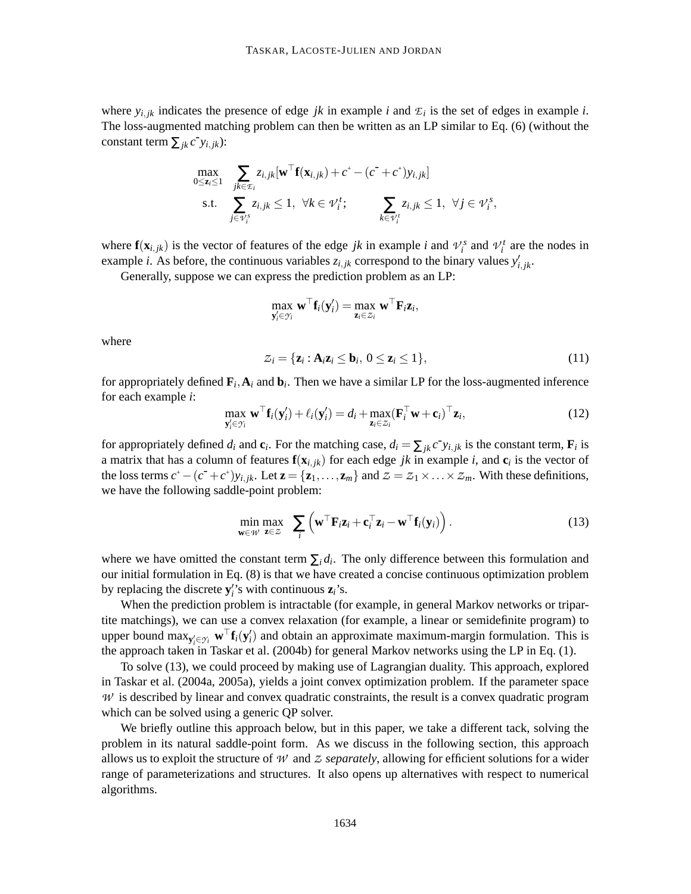where $y_{i,jk}$ indicates the presence of edge $jk$ in example $i$ and $\mathcal{E}_i$ is the set of edges in example $i$. The loss-augmented matching problem can then be written as an LP similar to Eq. (6) (without the constant term $\sum_{jk} c^{-} y_{i,jk}$):

$$
\begin{aligned}
\max_{0 \leq \mathbf{z}_i \leq 1} \quad & \sum_{jk \in \mathcal{E}_i} z_{i,jk} [\mathbf{w}^\top \mathbf{f}(\mathbf{x}_{i,jk}) + c^{+} - (c^{-} + c^{+}) y_{i,jk}] \\
\text{s.t.} \quad & \sum_{j \in \mathcal{V}_i^s} z_{i,jk} \leq 1, \ \forall k \in \mathcal{V}_i^t; \qquad \sum_{k \in \mathcal{V}_i^t} z_{i,jk} \leq 1, \ \forall j \in \mathcal{V}_i^s,
\end{aligned}
$$

where $\mathbf{f}(\mathbf{x}_{i,jk})$ is the vector of features of the edge $jk$ in example $i$ and $\mathcal{V}_i^s$ and $\mathcal{V}_i^t$ are the nodes in example $i$. As before, the continuous variables $z_{i,jk}$ correspond to the binary values $y'_{i,jk}$.

Generally, suppose we can express the prediction problem as an LP:

$$
\max_{\mathbf{y}'_i \in \mathcal{Y}_i} \mathbf{w}^\top \mathbf{f}_i(\mathbf{y}'_i) = \max_{\mathbf{z}_i \in \mathcal{Z}_i} \mathbf{w}^\top \mathbf{F}_i \mathbf{z}_i,
$$

where

$$
\mathcal{Z}_i = \{\mathbf{z}_i : \mathbf{A}_i \mathbf{z}_i \leq \mathbf{b}_i, \ 0 \leq \mathbf{z}_i \leq 1\}, \tag{11}
$$

for appropriately defined $\mathbf{F}_i, \mathbf{A}_i$ and $\mathbf{b}_i$. Then we have a similar LP for the loss-augmented inference for each example $i$:

$$
\max_{\mathbf{y}'_i \in \mathcal{Y}_i} \mathbf{w}^\top \mathbf{f}_i(\mathbf{y}'_i) + \ell_i(\mathbf{y}'_i) = d_i + \max_{\mathbf{z}_i \in \mathcal{Z}_i} (\mathbf{F}_i^\top \mathbf{w} + \mathbf{c}_i)^\top \mathbf{z}_i, \tag{12}
$$

for appropriately defined $d_i$ and $\mathbf{c}_i$. For the matching case, $d_i = \sum_{jk} c^{-} y_{i,jk}$ is the constant term, $\mathbf{F}_i$ is a matrix that has a column of features $\mathbf{f}(\mathbf{x}_{i,jk})$ for each edge $jk$ in example $i$, and $\mathbf{c}_i$ is the vector of the loss terms $c^{+} - (c^{-} + c^{+}) y_{i,jk}$. Let $\mathbf{z} = \{\mathbf{z}_1, \ldots, \mathbf{z}_m\}$ and $\mathcal{Z} = \mathcal{Z}_1 \times \ldots \times \mathcal{Z}_m$. With these definitions, we have the following saddle-point problem:

$$
\min_{\mathbf{w} \in \mathcal{W}} \max_{\mathbf{z} \in \mathcal{Z}} \ \sum_i \left( \mathbf{w}^\top \mathbf{F}_i \mathbf{z}_i + \mathbf{c}_i^\top \mathbf{z}_i - \mathbf{w}^\top \mathbf{f}_i(\mathbf{y}_i) \right). \tag{13}
$$

where we have omitted the constant term $\sum_i d_i$. The only difference between this formulation and our initial formulation in Eq. (8) is that we have created a concise continuous optimization problem by replacing the discrete $\mathbf{y}'_i$'s with continuous $\mathbf{z}_i$'s.

When the prediction problem is intractable (for example, in general Markov networks or tripartite matchings), we can use a convex relaxation (for example, a linear or semidefinite program) to upper bound $\max_{\mathbf{y}'_i \in \mathcal{Y}_i} \mathbf{w}^\top \mathbf{f}_i(\mathbf{y}'_i)$ and obtain an approximate maximum-margin formulation. This is the approach taken in Taskar et al. (2004b) for general Markov networks using the LP in Eq. (1).

To solve (13), we could proceed by making use of Lagrangian duality. This approach, explored in Taskar et al. (2004a, 2005a), yields a joint convex optimization problem. If the parameter space $\mathcal{W}$ is described by linear and convex quadratic constraints, the result is a convex quadratic program which can be solved using a generic QP solver.

We briefly outline this approach below, but in this paper, we take a different tack, solving the problem in its natural saddle-point form. As we discuss in the following section, this approach allows us to exploit the structure of $\mathcal{W}$ and $\mathcal{Z}$ *separately*, allowing for efficient solutions for a wider range of parameterizations and structures. It also opens up alternatives with respect to numerical algorithms.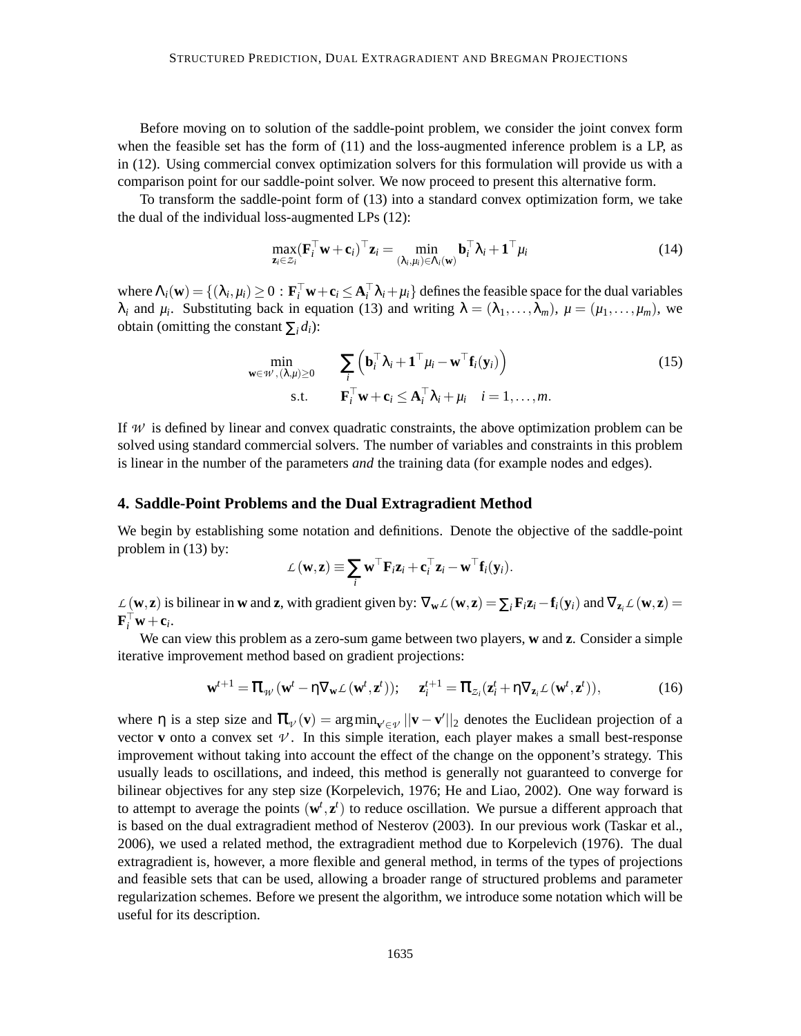Before moving on to solution of the saddle-point problem, we consider the joint convex form when the feasible set has the form of (11) and the loss-augmented inference problem is a LP, as in (12). Using commercial convex optimization solvers for this formulation will provide us with a comparison point for our saddle-point solver. We now proceed to present this alternative form.

To transform the saddle-point form of (13) into a standard convex optimization form, we take the dual of the individual loss-augmented LPs (12):

$$\max_{\mathbf{z}_i \in \mathcal{Z}_i} (\mathbf{F}_i^\top \mathbf{w} + \mathbf{c}_i)^\top \mathbf{z}_i = \min_{(\lambda_i, \mu_i) \in \Lambda_i(\mathbf{w})} \mathbf{b}_i^\top \lambda_i + \mathbf{1}^\top \mu_i \tag{14}$$

where $\Lambda_i(\mathbf{w}) = \{(\lambda_i, \mu_i) \geq 0 : \mathbf{F}_i^\top \mathbf{w} + \mathbf{c}_i \leq \mathbf{A}_i^\top \lambda_i + \mu_i\}$ defines the feasible space for the dual variables $\lambda_i$ and $\mu_i$. Substituting back in equation (13) and writing $\lambda = (\lambda_1, \ldots, \lambda_m)$, $\mu = (\mu_1, \ldots, \mu_m)$, we obtain (omitting the constant $\sum_i d_i$):

$$\begin{aligned}
\min_{\mathbf{w} \in \mathcal{W}, (\lambda, \mu) \geq 0} \quad & \sum_i \left( \mathbf{b}_i^\top \lambda_i + \mathbf{1}^\top \mu_i - \mathbf{w}^\top \mathbf{f}_i(\mathbf{y}_i) \right) \\
\text{s.t.} \quad & \mathbf{F}_i^\top \mathbf{w} + \mathbf{c}_i \leq \mathbf{A}_i^\top \lambda_i + \mu_i \quad i = 1, \ldots, m.
\end{aligned} \tag{15}$$

If $\mathcal{W}$ is defined by linear and convex quadratic constraints, the above optimization problem can be solved using standard commercial solvers. The number of variables and constraints in this problem is linear in the number of the parameters *and* the training data (for example nodes and edges).

## 4. Saddle-Point Problems and the Dual Extragradient Method

We begin by establishing some notation and definitions. Denote the objective of the saddle-point problem in (13) by:

$$\mathcal{L}(\mathbf{w}, \mathbf{z}) \equiv \sum_i \mathbf{w}^\top \mathbf{F}_i \mathbf{z}_i + \mathbf{c}_i^\top \mathbf{z}_i - \mathbf{w}^\top \mathbf{f}_i(\mathbf{y}_i).$$

$\mathcal{L}(\mathbf{w}, \mathbf{z})$ is bilinear in $\mathbf{w}$ and $\mathbf{z}$, with gradient given by: $\nabla_{\mathbf{w}} \mathcal{L}(\mathbf{w}, \mathbf{z}) = \sum_i \mathbf{F}_i \mathbf{z}_i - \mathbf{f}_i(\mathbf{y}_i)$ and $\nabla_{\mathbf{z}_i} \mathcal{L}(\mathbf{w}, \mathbf{z}) = \mathbf{F}_i^\top \mathbf{w} + \mathbf{c}_i$.

We can view this problem as a zero-sum game between two players, $\mathbf{w}$ and $\mathbf{z}$. Consider a simple iterative improvement method based on gradient projections:

$$\mathbf{w}^{t+1} = \pi_{\mathcal{W}}(\mathbf{w}^t - \eta \nabla_{\mathbf{w}} \mathcal{L}(\mathbf{w}^t, \mathbf{z}^t)); \quad \mathbf{z}_i^{t+1} = \pi_{\mathcal{Z}_i}(\mathbf{z}_i^t + \eta \nabla_{\mathbf{z}_i} \mathcal{L}(\mathbf{w}^t, \mathbf{z}^t)), \tag{16}$$

where $\eta$ is a step size and $\pi_{\mathcal{V}}(\mathbf{v}) = \arg\min_{\mathbf{v}' \in \mathcal{V}} ||\mathbf{v} - \mathbf{v}'||_2$ denotes the Euclidean projection of a vector $\mathbf{v}$ onto a convex set $\mathcal{V}$. In this simple iteration, each player makes a small best-response improvement without taking into account the effect of the change on the opponent's strategy. This usually leads to oscillations, and indeed, this method is generally not guaranteed to converge for bilinear objectives for any step size (Korpelevich, 1976; He and Liao, 2002). One way forward is to attempt to average the points $(\mathbf{w}^t, \mathbf{z}^t)$ to reduce oscillation. We pursue a different approach that is based on the dual extragradient method of Nesterov (2003). In our previous work (Taskar et al., 2006), we used a related method, the extragradient method due to Korpelevich (1976). The dual extragradient is, however, a more flexible and general method, in terms of the types of projections and feasible sets that can be used, allowing a broader range of structured problems and parameter regularization schemes. Before we present the algorithm, we introduce some notation which will be useful for its description.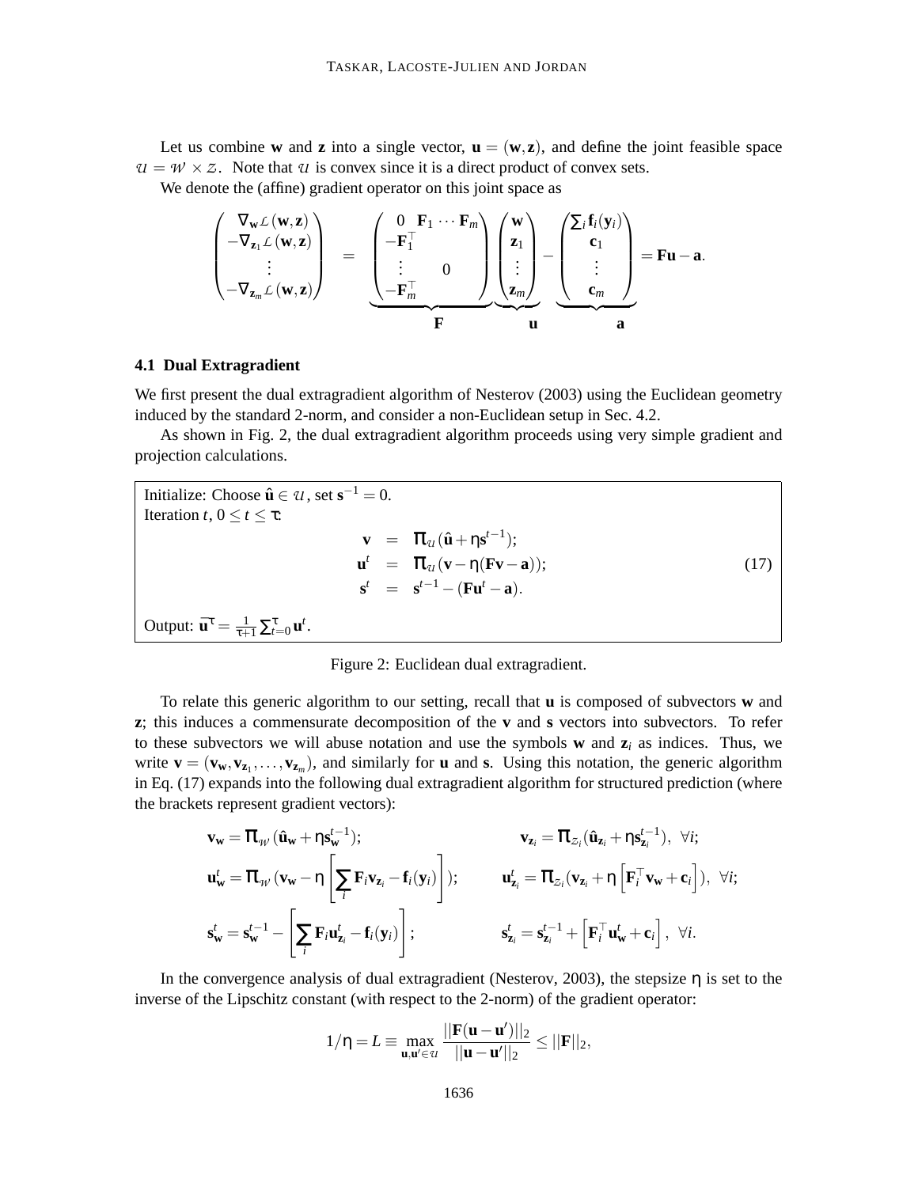Let us combine $\mathbf{w}$ and $\mathbf{z}$ into a single vector, $\mathbf{u} = (\mathbf{w}, \mathbf{z})$, and define the joint feasible space $\mathcal{U} = \mathcal{W} \times \mathcal{Z}$. Note that $\mathcal{U}$ is convex since it is a direct product of convex sets.

We denote the (affine) gradient operator on this joint space as

$$
\begin{pmatrix} \nabla_{\mathbf{w}} \mathcal{L}(\mathbf{w}, \mathbf{z}) \\ -\nabla_{\mathbf{z}_1} \mathcal{L}(\mathbf{w}, \mathbf{z}) \\ \vdots \\ -\nabla_{\mathbf{z}_m} \mathcal{L}(\mathbf{w}, \mathbf{z}) \end{pmatrix} = \underbrace{\begin{pmatrix} 0 & \mathbf{F}_1 \cdots \mathbf{F}_m \\ -\mathbf{F}_1^\top & \\ \vdots & 0 \\ -\mathbf{F}_m^\top & \end{pmatrix}}_{\mathbf{F}} \underbrace{\begin{pmatrix} \mathbf{w} \\ \mathbf{z}_1 \\ \vdots \\ \mathbf{z}_m \end{pmatrix}}_{\mathbf{u}} - \underbrace{\begin{pmatrix} \sum_i \mathbf{f}_i(\mathbf{y}_i) \\ \mathbf{c}_1 \\ \vdots \\ \mathbf{c}_m \end{pmatrix}}_{\mathbf{a}} = \mathbf{F}\mathbf{u} - \mathbf{a}.
$$

### 4.1 Dual Extragradient

We first present the dual extragradient algorithm of Nesterov (2003) using the Euclidean geometry induced by the standard 2-norm, and consider a non-Euclidean setup in Sec. 4.2.

As shown in Fig. 2, the dual extragradient algorithm proceeds using very simple gradient and projection calculations.

Initialize: Choose $\hat{\mathbf{u}} \in \mathcal{U}$, set $\mathbf{s}^{-1} = 0$.
Iteration $t$, $0 \le t \le \tau$:

$$
\begin{aligned}
\mathbf{v} &= \Pi_{\mathcal{U}}(\hat{\mathbf{u}} + \eta \mathbf{s}^{t-1}); \\
\mathbf{u}^t &= \Pi_{\mathcal{U}}(\mathbf{v} - \eta(\mathbf{F}\mathbf{v} - \mathbf{a})); \\
\mathbf{s}^t &= \mathbf{s}^{t-1} - (\mathbf{F}\mathbf{u}^t - \mathbf{a}).
\end{aligned} \tag{17}
$$

Output: $\bar{\mathbf{u}}^\tau = \frac{1}{\tau+1} \sum_{t=0}^{\tau} \mathbf{u}^t$.

Figure 2: Euclidean dual extragradient.

To relate this generic algorithm to our setting, recall that $\mathbf{u}$ is composed of subvectors $\mathbf{w}$ and $\mathbf{z}$; this induces a commensurate decomposition of the $\mathbf{v}$ and $\mathbf{s}$ vectors into subvectors. To refer to these subvectors we will abuse notation and use the symbols $\mathbf{w}$ and $\mathbf{z}_i$ as indices. Thus, we write $\mathbf{v} = (\mathbf{v}_{\mathbf{w}}, \mathbf{v}_{\mathbf{z}_1}, \ldots, \mathbf{v}_{\mathbf{z}_m})$, and similarly for $\mathbf{u}$ and $\mathbf{s}$. Using this notation, the generic algorithm in Eq. (17) expands into the following dual extragradient algorithm for structured prediction (where the brackets represent gradient vectors):

$$
\begin{aligned}
\mathbf{v}_{\mathbf{w}} &= \Pi_{\mathcal{W}}(\hat{\mathbf{u}}_{\mathbf{w}} + \eta \mathbf{s}_{\mathbf{w}}^{t-1}); & \mathbf{v}_{\mathbf{z}_i} &= \Pi_{\mathcal{Z}_i}(\hat{\mathbf{u}}_{\mathbf{z}_i} + \eta \mathbf{s}_{\mathbf{z}_i}^{t-1}), \ \forall i; \\
\mathbf{u}_{\mathbf{w}}^t &= \Pi_{\mathcal{W}}\left(\mathbf{v}_{\mathbf{w}} - \eta \left[\sum_i \mathbf{F}_i \mathbf{v}_{\mathbf{z}_i} - \mathbf{f}_i(\mathbf{y}_i)\right]\right); & \mathbf{u}_{\mathbf{z}_i}^t &= \Pi_{\mathcal{Z}_i}\left(\mathbf{v}_{\mathbf{z}_i} + \eta \left[\mathbf{F}_i^\top \mathbf{v}_{\mathbf{w}} + \mathbf{c}_i\right]\right), \ \forall i; \\
\mathbf{s}_{\mathbf{w}}^t &= \mathbf{s}_{\mathbf{w}}^{t-1} - \left[\sum_i \mathbf{F}_i \mathbf{u}_{\mathbf{z}_i}^t - \mathbf{f}_i(\mathbf{y}_i)\right]; & \mathbf{s}_{\mathbf{z}_i}^t &= \mathbf{s}_{\mathbf{z}_i}^{t-1} + \left[\mathbf{F}_i^\top \mathbf{u}_{\mathbf{w}}^t + \mathbf{c}_i\right], \ \forall i.
\end{aligned}
$$

In the convergence analysis of dual extragradient (Nesterov, 2003), the stepsize $\eta$ is set to the inverse of the Lipschitz constant (with respect to the 2-norm) of the gradient operator:

$$
1/\eta = L \equiv \max_{\mathbf{u}, \mathbf{u}' \in \mathcal{U}} \frac{||\mathbf{F}(\mathbf{u} - \mathbf{u}')||_2}{||\mathbf{u} - \mathbf{u}'||_2} \le ||\mathbf{F}||_2,
$$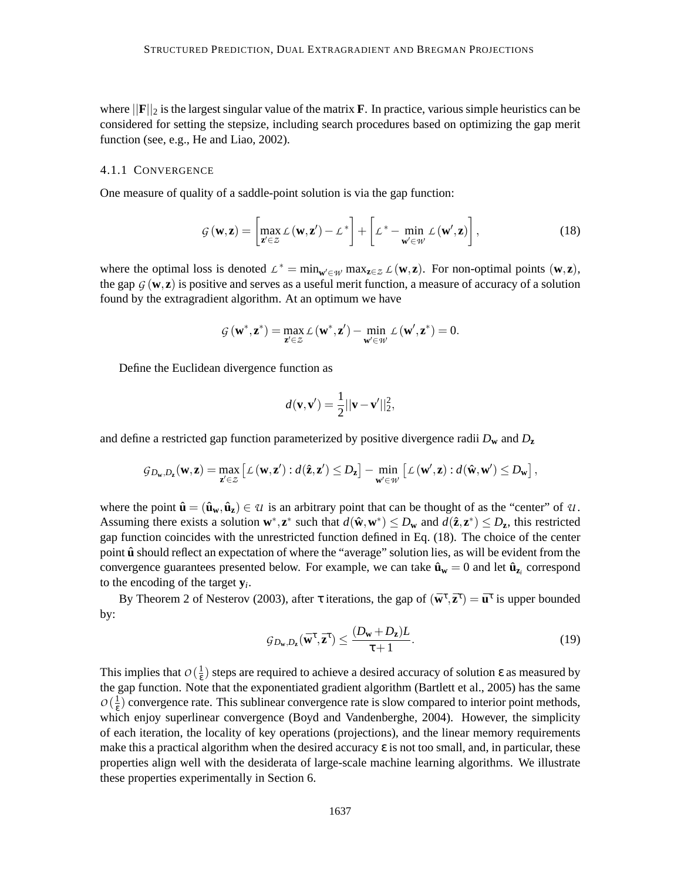where $||\mathbf{F}||_2$ is the largest singular value of the matrix $\mathbf{F}$. In practice, various simple heuristics can be considered for setting the stepsize, including search procedures based on optimizing the gap merit function (see, e.g., He and Liao, 2002).

#### 4.1.1 Convergence

One measure of quality of a saddle-point solution is via the gap function:

$$\mathcal{G}(\mathbf{w},\mathbf{z}) = \left[\max_{\mathbf{z}'\in\mathcal{Z}} \mathcal{L}(\mathbf{w},\mathbf{z}') - \mathcal{L}^*\right] + \left[\mathcal{L}^* - \min_{\mathbf{w}'\in\mathcal{W}} \mathcal{L}(\mathbf{w}',\mathbf{z})\right], \tag{18}$$

where the optimal loss is denoted $\mathcal{L}^* = \min_{\mathbf{w}'\in\mathcal{W}} \max_{\mathbf{z}\in\mathcal{Z}} \mathcal{L}(\mathbf{w},\mathbf{z})$. For non-optimal points $(\mathbf{w},\mathbf{z})$, the gap $\mathcal{G}(\mathbf{w},\mathbf{z})$ is positive and serves as a useful merit function, a measure of accuracy of a solution found by the extragradient algorithm. At an optimum we have

$$\mathcal{G}(\mathbf{w}^*,\mathbf{z}^*) = \max_{\mathbf{z}'\in\mathcal{Z}} \mathcal{L}(\mathbf{w}^*,\mathbf{z}') - \min_{\mathbf{w}'\in\mathcal{W}} \mathcal{L}(\mathbf{w}',\mathbf{z}^*) = 0.$$

Define the Euclidean divergence function as

$$d(\mathbf{v},\mathbf{v}') = \frac{1}{2}||\mathbf{v}-\mathbf{v}'||_2^2,$$

and define a restricted gap function parameterized by positive divergence radii $D_\mathbf{w}$ and $D_\mathbf{z}$

$$\mathcal{G}_{D_\mathbf{w},D_\mathbf{z}}(\mathbf{w},\mathbf{z}) = \max_{\mathbf{z}'\in\mathcal{Z}} \left[\mathcal{L}(\mathbf{w},\mathbf{z}') : d(\hat{\mathbf{z}},\mathbf{z}') \le D_\mathbf{z}\right] - \min_{\mathbf{w}'\in\mathcal{W}} \left[\mathcal{L}(\mathbf{w}',\mathbf{z}) : d(\hat{\mathbf{w}},\mathbf{w}') \le D_\mathbf{w}\right],$$

where the point $\hat{\mathbf{u}} = (\hat{\mathbf{u}}_\mathbf{w},\hat{\mathbf{u}}_\mathbf{z}) \in \mathcal{U}$ is an arbitrary point that can be thought of as the "center" of $\mathcal{U}$. Assuming there exists a solution $\mathbf{w}^*,\mathbf{z}^*$ such that $d(\hat{\mathbf{w}},\mathbf{w}^*) \le D_\mathbf{w}$ and $d(\hat{\mathbf{z}},\mathbf{z}^*) \le D_\mathbf{z}$, this restricted gap function coincides with the unrestricted function defined in Eq. (18). The choice of the center point $\hat{\mathbf{u}}$ should reflect an expectation of where the "average" solution lies, as will be evident from the convergence guarantees presented below. For example, we can take $\hat{\mathbf{u}}_\mathbf{w} = 0$ and let $\hat{\mathbf{u}}_{\mathbf{z}_i}$ correspond to the encoding of the target $\mathbf{y}_i$.

By Theorem 2 of Nesterov (2003), after $\tau$ iterations, the gap of $(\bar{\mathbf{w}}^\tau,\bar{\mathbf{z}}^\tau) = \bar{\mathbf{u}}^\tau$ is upper bounded by:

$$\mathcal{G}_{D_\mathbf{w},D_\mathbf{z}}(\bar{\mathbf{w}}^\tau,\bar{\mathbf{z}}^\tau) \le \frac{(D_\mathbf{w}+D_\mathbf{z})L}{\tau+1}. \tag{19}$$

This implies that $\mathcal{O}(\frac{1}{\varepsilon})$ steps are required to achieve a desired accuracy of solution $\varepsilon$ as measured by the gap function. Note that the exponentiated gradient algorithm (Bartlett et al., 2005) has the same $\mathcal{O}(\frac{1}{\varepsilon})$ convergence rate. This sublinear convergence rate is slow compared to interior point methods, which enjoy superlinear convergence (Boyd and Vandenberghe, 2004). However, the simplicity of each iteration, the locality of key operations (projections), and the linear memory requirements make this a practical algorithm when the desired accuracy $\varepsilon$ is not too small, and, in particular, these properties align well with the desiderata of large-scale machine learning algorithms. We illustrate these properties experimentally in Section 6.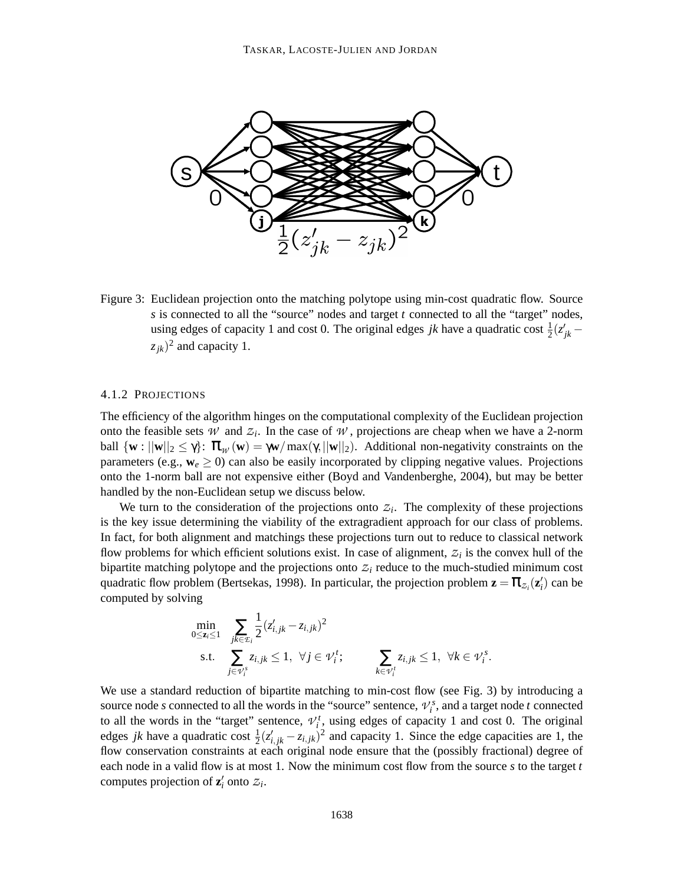Figure 3: Euclidean projection onto the matching polytope using min-cost quadratic flow. Source $s$ is connected to all the "source" nodes and target $t$ connected to all the "target" nodes, using edges of capacity 1 and cost 0. The original edges $jk$ have a quadratic cost $\frac{1}{2}(z'_{jk} - z_{jk})^2$ and capacity 1.

#### 4.1.2 PROJECTIONS

The efficiency of the algorithm hinges on the computational complexity of the Euclidean projection onto the feasible sets $\mathcal{W}$ and $\mathcal{Z}_i$. In the case of $\mathcal{W}$, projections are cheap when we have a 2-norm ball $\{\mathbf{w} : ||\mathbf{w}||_2 \leq \gamma\}$: $\Pi_{\mathcal{W}}(\mathbf{w}) = \gamma \mathbf{w}/\max(\gamma, ||\mathbf{w}||_2)$. Additional non-negativity constraints on the parameters (e.g., $\mathbf{w}_e \geq 0$) can also be easily incorporated by clipping negative values. Projections onto the 1-norm ball are not expensive either (Boyd and Vandenberghe, 2004), but may be better handled by the non-Euclidean setup we discuss below.

We turn to the consideration of the projections onto $\mathcal{Z}_i$. The complexity of these projections is the key issue determining the viability of the extragradient approach for our class of problems. In fact, for both alignment and matchings these projections turn out to reduce to classical network flow problems for which efficient solutions exist. In case of alignment, $\mathcal{Z}_i$ is the convex hull of the bipartite matching polytope and the projections onto $\mathcal{Z}_i$ reduce to the much-studied minimum cost quadratic flow problem (Bertsekas, 1998). In particular, the projection problem $\mathbf{z} = \Pi_{\mathcal{Z}_i}(\mathbf{z}'_i)$ can be computed by solving

$$
\begin{aligned}
\min_{0 \leq \mathbf{z}_i \leq 1} \quad & \sum_{jk \in \mathcal{E}_i} \frac{1}{2}(z'_{i,jk} - z_{i,jk})^2 \\
\text{s.t.} \quad & \sum_{j \in \mathcal{V}_i^s} z_{i,jk} \leq 1, \ \forall j \in \mathcal{V}_i^t; \qquad \sum_{k \in \mathcal{V}_i^t} z_{i,jk} \leq 1, \ \forall k \in \mathcal{V}_i^s.
\end{aligned}
$$

We use a standard reduction of bipartite matching to min-cost flow (see Fig. 3) by introducing a source node $s$ connected to all the words in the "source" sentence, $\mathcal{V}_i^s$, and a target node $t$ connected to all the words in the "target" sentence, $\mathcal{V}_i^t$, using edges of capacity 1 and cost 0. The original edges $jk$ have a quadratic cost $\frac{1}{2}(z'_{i,jk} - z_{i,jk})^2$ and capacity 1. Since the edge capacities are 1, the flow conservation constraints at each original node ensure that the (possibly fractional) degree of each node in a valid flow is at most 1. Now the minimum cost flow from the source $s$ to the target $t$ computes projection of $\mathbf{z}'_i$ onto $\mathcal{Z}_i$.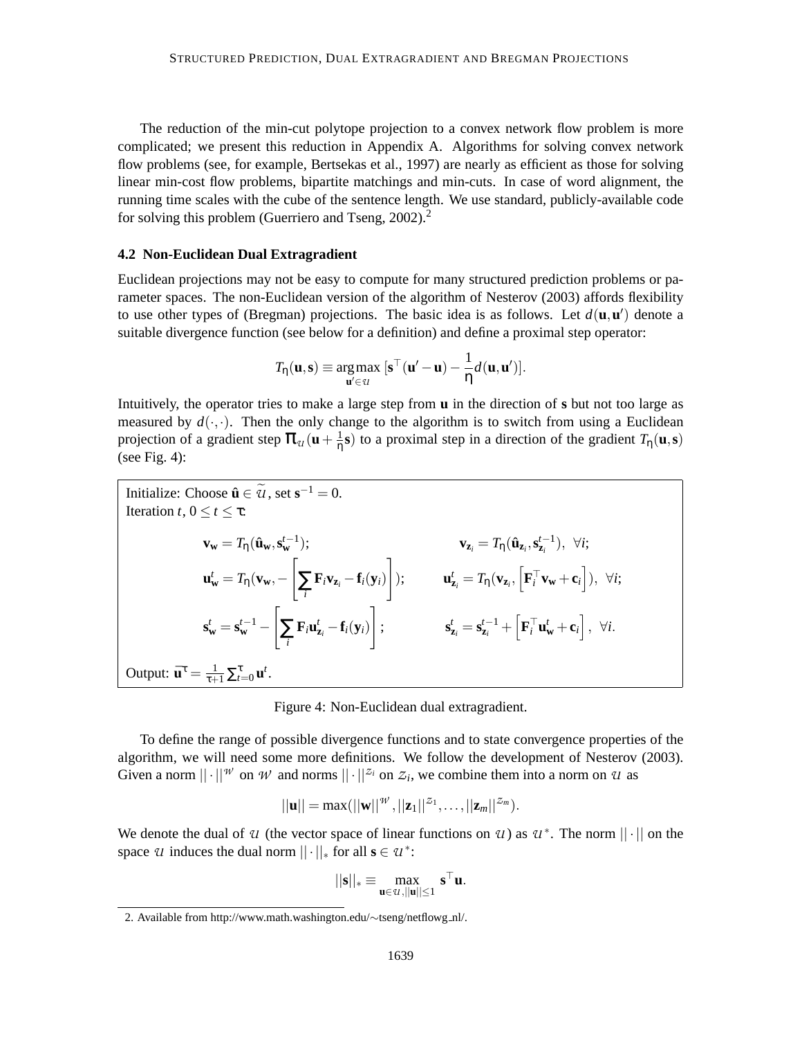The reduction of the min-cut polytope projection to a convex network flow problem is more complicated; we present this reduction in Appendix A. Algorithms for solving convex network flow problems (see, for example, Bertsekas et al., 1997) are nearly as efficient as those for solving linear min-cost flow problems, bipartite matchings and min-cuts. In case of word alignment, the running time scales with the cube of the sentence length. We use standard, publicly-available code for solving this problem (Guerriero and Tseng, 2002).[2]

### 4.2 Non-Euclidean Dual Extragradient

Euclidean projections may not be easy to compute for many structured prediction problems or parameter spaces. The non-Euclidean version of the algorithm of Nesterov (2003) affords flexibility to use other types of (Bregman) projections. The basic idea is as follows. Let $d(\mathbf{u}, \mathbf{u}')$ denote a suitable divergence function (see below for a definition) and define a proximal step operator:

$$T_\eta(\mathbf{u}, \mathbf{s}) \equiv \underset{\mathbf{u}' \in \mathcal{U}}{\arg\max} \, [\mathbf{s}^\top(\mathbf{u}' - \mathbf{u}) - \frac{1}{\eta} d(\mathbf{u}, \mathbf{u}')].$$

Intuitively, the operator tries to make a large step from $\mathbf{u}$ in the direction of $\mathbf{s}$ but not too large as measured by $d(\cdot, \cdot)$. Then the only change to the algorithm is to switch from using a Euclidean projection of a gradient step $\Pi_{\mathcal{U}}(\mathbf{u} + \frac{1}{\eta}\mathbf{s})$ to a proximal step in a direction of the gradient $T_\eta(\mathbf{u}, \mathbf{s})$ (see Fig. 4):

Initialize: Choose $\hat{\mathbf{u}} \in \widetilde{\mathcal{U}}$, set $\mathbf{s}^{-1} = 0$.
Iteration $t$, $0 \leq t \leq \tau$:

$$\mathbf{v}_{\mathbf{w}} = T_\eta(\hat{\mathbf{u}}_{\mathbf{w}}, \mathbf{s}_{\mathbf{w}}^{t-1}); \qquad \mathbf{v}_{\mathbf{z}_i} = T_\eta(\hat{\mathbf{u}}_{\mathbf{z}_i}, \mathbf{s}_{\mathbf{z}_i}^{t-1}), \ \forall i;$$

$$\mathbf{u}_{\mathbf{w}}^t = T_\eta(\mathbf{v}_{\mathbf{w}}, -\left[\sum_i \mathbf{F}_i \mathbf{v}_{\mathbf{z}_i} - \mathbf{f}_i(\mathbf{y}_i)\right]); \qquad \mathbf{u}_{\mathbf{z}_i}^t = T_\eta(\mathbf{v}_{\mathbf{z}_i}, \left[\mathbf{F}_i^\top \mathbf{v}_{\mathbf{w}} + \mathbf{c}_i\right]), \ \forall i;$$

$$\mathbf{s}_{\mathbf{w}}^t = \mathbf{s}_{\mathbf{w}}^{t-1} - \left[\sum_i \mathbf{F}_i \mathbf{u}_{\mathbf{z}_i}^t - \mathbf{f}_i(\mathbf{y}_i)\right]; \qquad \mathbf{s}_{\mathbf{z}_i}^t = \mathbf{s}_{\mathbf{z}_i}^{t-1} + \left[\mathbf{F}_i^\top \mathbf{u}_{\mathbf{w}}^t + \mathbf{c}_i\right], \ \forall i.$$

Output: $\overline{\mathbf{u}^\tau} = \frac{1}{\tau+1} \sum_{t=0}^{\tau} \mathbf{u}^t$.

Figure 4: Non-Euclidean dual extragradient.

To define the range of possible divergence functions and to state convergence properties of the algorithm, we will need some more definitions. We follow the development of Nesterov (2003). Given a norm $||\cdot||^{\mathcal{W}}$ on $\mathcal{W}$ and norms $||\cdot||^{\mathcal{Z}_i}$ on $\mathcal{Z}_i$, we combine them into a norm on $\mathcal{U}$ as

$$||\mathbf{u}|| = \max(||\mathbf{w}||^{\mathcal{W}}, ||\mathbf{z}_1||^{\mathcal{Z}_1}, \ldots, ||\mathbf{z}_m||^{\mathcal{Z}_m}).$$

We denote the dual of $\mathcal{U}$ (the vector space of linear functions on $\mathcal{U}$) as $\mathcal{U}^*$. The norm $||\cdot||$ on the space $\mathcal{U}$ induces the dual norm $||\cdot||_*$ for all $\mathbf{s} \in \mathcal{U}^*$:

$$||\mathbf{s}||_* \equiv \max_{\mathbf{u} \in \mathcal{U}, ||\mathbf{u}|| \leq 1} \mathbf{s}^\top \mathbf{u}.$$

2. Available from http://www.math.washington.edu/∼tseng/netflowg_nl/.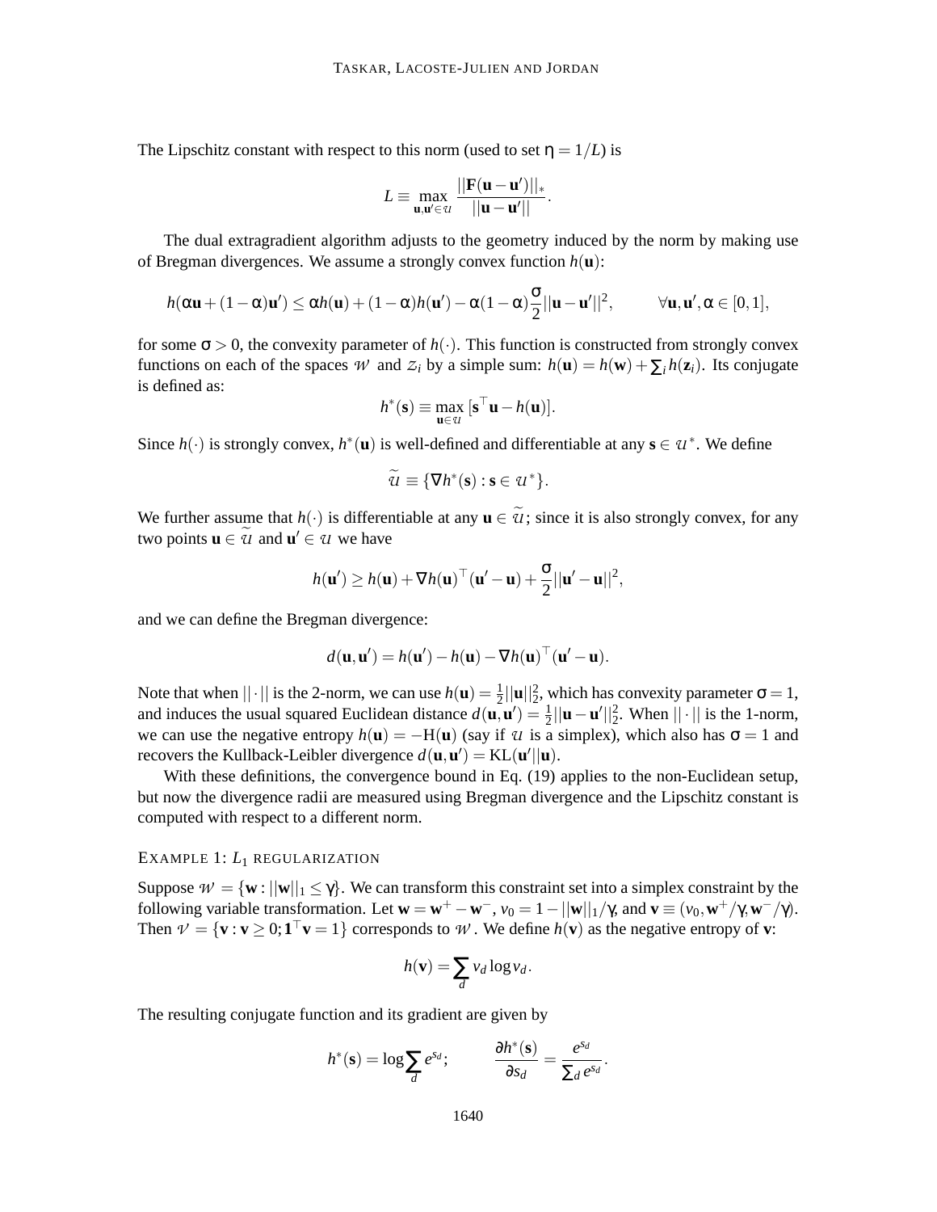The Lipschitz constant with respect to this norm (used to set $\eta = 1/L$) is

$$L \equiv \max_{\mathbf{u},\mathbf{u}' \in \mathcal{U}} \frac{||\mathbf{F}(\mathbf{u}-\mathbf{u}')||_*}{||\mathbf{u}-\mathbf{u}'||}.$$

The dual extragradient algorithm adjusts to the geometry induced by the norm by making use of Bregman divergences. We assume a strongly convex function $h(\mathbf{u})$:

$$h(\alpha\mathbf{u}+(1-\alpha)\mathbf{u}') \leq \alpha h(\mathbf{u}) + (1-\alpha)h(\mathbf{u}') - \alpha(1-\alpha)\frac{\sigma}{2}||\mathbf{u}-\mathbf{u}'||^2, \qquad \forall \mathbf{u},\mathbf{u}', \alpha \in [0,1],$$

for some $\sigma > 0$, the convexity parameter of $h(\cdot)$. This function is constructed from strongly convex functions on each of the spaces $\mathcal{W}$ and $\mathcal{Z}_i$ by a simple sum: $h(\mathbf{u}) = h(\mathbf{w}) + \sum_i h(\mathbf{z}_i)$. Its conjugate is defined as:

$$h^*(\mathbf{s}) \equiv \max_{\mathbf{u} \in \mathcal{U}} [\mathbf{s}^\top \mathbf{u} - h(\mathbf{u})].$$

Since $h(\cdot)$ is strongly convex, $h^*(\mathbf{u})$ is well-defined and differentiable at any $\mathbf{s} \in \mathcal{U}^*$. We define

$$\widetilde{\mathcal{U}} \equiv \{\nabla h^*(\mathbf{s}) : \mathbf{s} \in \mathcal{U}^*\}.$$

We further assume that $h(\cdot)$ is differentiable at any $\mathbf{u} \in \widetilde{\mathcal{U}}$; since it is also strongly convex, for any two points $\mathbf{u} \in \widetilde{\mathcal{U}}$ and $\mathbf{u}' \in \mathcal{U}$ we have

$$h(\mathbf{u}') \geq h(\mathbf{u}) + \nabla h(\mathbf{u})^\top (\mathbf{u}'-\mathbf{u}) + \frac{\sigma}{2}||\mathbf{u}'-\mathbf{u}||^2,$$

and we can define the Bregman divergence:

$$d(\mathbf{u},\mathbf{u}') = h(\mathbf{u}') - h(\mathbf{u}) - \nabla h(\mathbf{u})^\top (\mathbf{u}'-\mathbf{u}).$$

Note that when $||\cdot||$ is the 2-norm, we can use $h(\mathbf{u}) = \frac{1}{2}||\mathbf{u}||_2^2$, which has convexity parameter $\sigma = 1$, and induces the usual squared Euclidean distance $d(\mathbf{u},\mathbf{u}') = \frac{1}{2}||\mathbf{u}-\mathbf{u}'||_2^2$. When $||\cdot||$ is the 1-norm, we can use the negative entropy $h(\mathbf{u}) = -\mathrm{H}(\mathbf{u})$ (say if $\mathcal{U}$ is a simplex), which also has $\sigma = 1$ and recovers the Kullback-Leibler divergence $d(\mathbf{u},\mathbf{u}') = \mathrm{KL}(\mathbf{u}'||\mathbf{u})$.

With these definitions, the convergence bound in Eq. (19) applies to the non-Euclidean setup, but now the divergence radii are measured using Bregman divergence and the Lipschitz constant is computed with respect to a different norm.

#### EXAMPLE 1: $L_1$ REGULARIZATION

Suppose $\mathcal{W} = \{\mathbf{w} : ||\mathbf{w}||_1 \leq \gamma\}$. We can transform this constraint set into a simplex constraint by the following variable transformation. Let $\mathbf{w} = \mathbf{w}^+ - \mathbf{w}^-$, $v_0 = 1 - ||\mathbf{w}||_1/\gamma$, and $\mathbf{v} \equiv (v_0, \mathbf{w}^+/\gamma, \mathbf{w}^-/\gamma)$. Then $\mathcal{V} = \{\mathbf{v} : \mathbf{v} \geq 0; \mathbf{1}^\top \mathbf{v} = 1\}$ corresponds to $\mathcal{W}$. We define $h(\mathbf{v})$ as the negative entropy of $\mathbf{v}$:

$$h(\mathbf{v}) = \sum_d v_d \log v_d.$$

The resulting conjugate function and its gradient are given by

$$h^*(\mathbf{s}) = \log \sum_d e^{s_d}; \qquad \frac{\partial h^*(\mathbf{s})}{\partial s_d} = \frac{e^{s_d}}{\sum_d e^{s_d}}.$$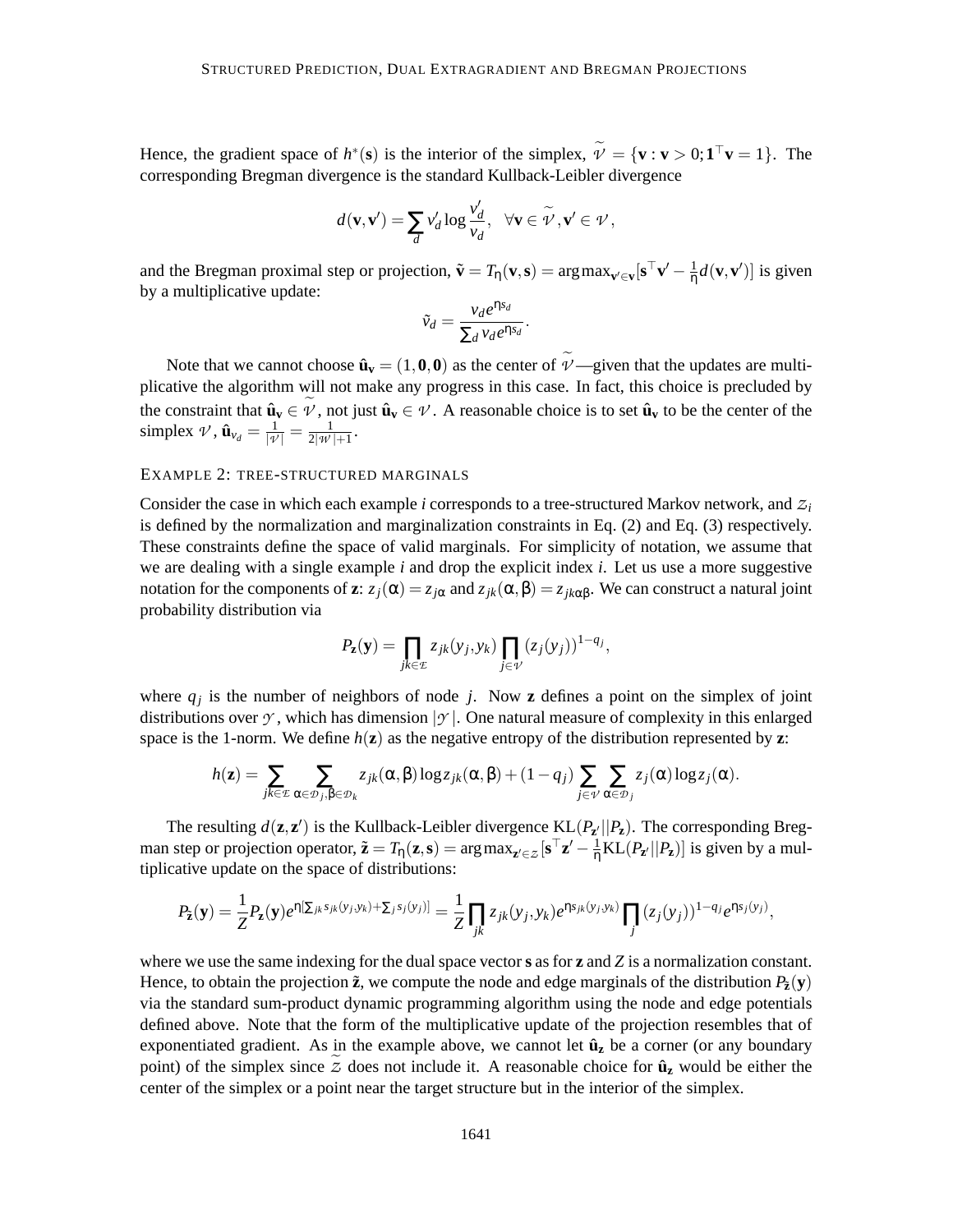Hence, the gradient space of $h^*(\mathbf{s})$ is the interior of the simplex, $\widetilde{\mathcal{V}} = \{\mathbf{v} : \mathbf{v} > 0; \mathbf{1}^\top \mathbf{v} = 1\}$. The corresponding Bregman divergence is the standard Kullback-Leibler divergence

$$d(\mathbf{v}, \mathbf{v}') = \sum_d v'_d \log \frac{v'_d}{v_d}, \quad \forall \mathbf{v} \in \widetilde{\mathcal{V}}, \mathbf{v}' \in \mathcal{V},$$

and the Bregman proximal step or projection, $\tilde{\mathbf{v}} = T_\eta(\mathbf{v}, \mathbf{s}) = \arg\max_{\mathbf{v}' \in \mathbf{v}} [\mathbf{s}^\top \mathbf{v}' - \frac{1}{\eta} d(\mathbf{v}, \mathbf{v}')]$ is given by a multiplicative update:

$$\tilde{v}_d = \frac{v_d e^{\eta s_d}}{\sum_d v_d e^{\eta s_d}}.$$

Note that we cannot choose $\hat{\mathbf{u}}_\mathbf{v} = (1, \mathbf{0}, \mathbf{0})$ as the center of $\widetilde{\mathcal{V}}$—given that the updates are multiplicative the algorithm will not make any progress in this case. In fact, this choice is precluded by the constraint that $\hat{\mathbf{u}}_\mathbf{v} \in \widetilde{\mathcal{V}}$, not just $\hat{\mathbf{u}}_\mathbf{v} \in \mathcal{V}$. A reasonable choice is to set $\hat{\mathbf{u}}_\mathbf{v}$ to be the center of the simplex $\mathcal{V}$, $\hat{\mathbf{u}}_{v_d} = \frac{1}{|\mathcal{V}|} = \frac{1}{2|\mathcal{W}|+1}$.

### Example 2: tree-structured marginals

Consider the case in which each example $i$ corresponds to a tree-structured Markov network, and $\mathcal{Z}_i$ is defined by the normalization and marginalization constraints in Eq. (2) and Eq. (3) respectively. These constraints define the space of valid marginals. For simplicity of notation, we assume that we are dealing with a single example $i$ and drop the explicit index $i$. Let us use a more suggestive notation for the components of $\mathbf{z}$: $z_j(\alpha) = z_{j\alpha}$ and $z_{jk}(\alpha, \beta) = z_{jk\alpha\beta}$. We can construct a natural joint probability distribution via

$$P_\mathbf{z}(\mathbf{y}) = \prod_{jk \in \mathcal{E}} z_{jk}(y_j, y_k) \prod_{j \in \mathcal{V}} (z_j(y_j))^{1-q_j},$$

where $q_j$ is the number of neighbors of node $j$. Now $\mathbf{z}$ defines a point on the simplex of joint distributions over $\mathcal{Y}$, which has dimension $|\mathcal{Y}|$. One natural measure of complexity in this enlarged space is the 1-norm. We define $h(\mathbf{z})$ as the negative entropy of the distribution represented by $\mathbf{z}$:

$$h(\mathbf{z}) = \sum_{jk \in \mathcal{E}} \sum_{\alpha \in \mathcal{D}_j, \beta \in \mathcal{D}_k} z_{jk}(\alpha, \beta) \log z_{jk}(\alpha, \beta) + (1 - q_j) \sum_{j \in \mathcal{V}} \sum_{\alpha \in \mathcal{D}_j} z_j(\alpha) \log z_j(\alpha).$$

The resulting $d(\mathbf{z}, \mathbf{z}')$ is the Kullback-Leibler divergence $\mathrm{KL}(P_{\mathbf{z}'} || P_\mathbf{z})$. The corresponding Bregman step or projection operator, $\tilde{\mathbf{z}} = T_\eta(\mathbf{z}, \mathbf{s}) = \arg\max_{\mathbf{z}' \in \mathcal{Z}} [\mathbf{s}^\top \mathbf{z}' - \frac{1}{\eta} \mathrm{KL}(P_{\mathbf{z}'} || P_\mathbf{z})]$ is given by a multiplicative update on the space of distributions:

$$P_{\tilde{\mathbf{z}}}(\mathbf{y}) = \frac{1}{Z} P_\mathbf{z}(\mathbf{y}) e^{\eta [\sum_{jk} s_{jk}(y_j, y_k) + \sum_j s_j(y_j)]} = \frac{1}{Z} \prod_{jk} z_{jk}(y_j, y_k) e^{\eta s_{jk}(y_j, y_k)} \prod_j (z_j(y_j))^{1-q_j} e^{\eta s_j(y_j)},$$

where we use the same indexing for the dual space vector $\mathbf{s}$ as for $\mathbf{z}$ and $Z$ is a normalization constant. Hence, to obtain the projection $\tilde{\mathbf{z}}$, we compute the node and edge marginals of the distribution $P_{\tilde{\mathbf{z}}}(\mathbf{y})$ via the standard sum-product dynamic programming algorithm using the node and edge potentials defined above. Note that the form of the multiplicative update of the projection resembles that of exponentiated gradient. As in the example above, we cannot let $\hat{\mathbf{u}}_\mathbf{z}$ be a corner (or any boundary point) of the simplex since $\widetilde{\mathcal{Z}}$ does not include it. A reasonable choice for $\hat{\mathbf{u}}_\mathbf{z}$ would be either the center of the simplex or a point near the target structure but in the interior of the simplex.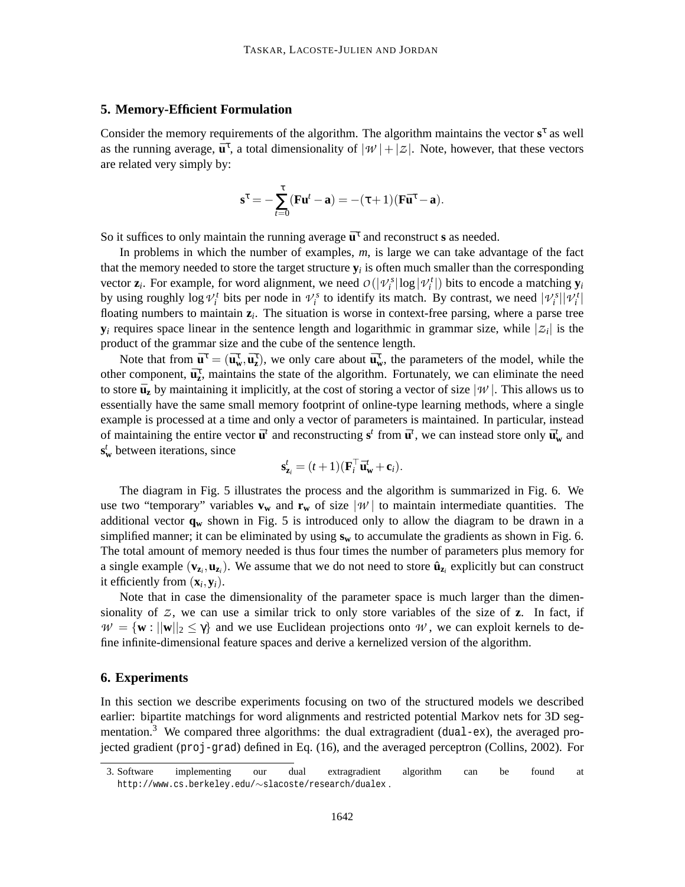## 5. Memory-Efficient Formulation

Consider the memory requirements of the algorithm. The algorithm maintains the vector $\mathbf{s}^\tau$ as well as the running average, $\bar{\mathbf{u}}^\tau$, a total dimensionality of $|\mathcal{W}| + |\mathcal{Z}|$. Note, however, that these vectors are related very simply by:

$$\mathbf{s}^\tau = -\sum_{t=0}^{\tau} (\mathbf{F}\mathbf{u}^t - \mathbf{a}) = -(\tau+1)(\mathbf{F}\bar{\mathbf{u}}^\tau - \mathbf{a}).$$

So it suffices to only maintain the running average $\bar{\mathbf{u}}^\tau$ and reconstruct $\mathbf{s}$ as needed.

In problems in which the number of examples, $m$, is large we can take advantage of the fact that the memory needed to store the target structure $\mathbf{y}_i$ is often much smaller than the corresponding vector $\mathbf{z}_i$. For example, for word alignment, we need $\mathcal{O}(|\mathcal{V}_i^s| \log |\mathcal{V}_i^t|)$ bits to encode a matching $\mathbf{y}_i$ by using roughly $\log \mathcal{V}_i^t$ bits per node in $\mathcal{V}_i^s$ to identify its match. By contrast, we need $|\mathcal{V}_i^s||\mathcal{V}_i^t|$ floating numbers to maintain $\mathbf{z}_i$. The situation is worse in context-free parsing, where a parse tree $\mathbf{y}_i$ requires space linear in the sentence length and logarithmic in grammar size, while $|\mathcal{Z}_i|$ is the product of the grammar size and the cube of the sentence length.

Note that from $\bar{\mathbf{u}}^\tau = (\bar{\mathbf{u}}_\mathbf{w}^\tau, \bar{\mathbf{u}}_\mathbf{z}^\tau)$, we only care about $\bar{\mathbf{u}}_\mathbf{w}^\tau$, the parameters of the model, while the other component, $\bar{\mathbf{u}}_\mathbf{z}^\tau$, maintains the state of the algorithm. Fortunately, we can eliminate the need to store $\bar{\mathbf{u}}_\mathbf{z}$ by maintaining it implicitly, at the cost of storing a vector of size $|\mathcal{W}|$. This allows us to essentially have the same small memory footprint of online-type learning methods, where a single example is processed at a time and only a vector of parameters is maintained. In particular, instead of maintaining the entire vector $\bar{\mathbf{u}}^t$ and reconstructing $\mathbf{s}^t$ from $\bar{\mathbf{u}}^t$, we can instead store only $\bar{\mathbf{u}}_\mathbf{w}^t$ and $\mathbf{s}_\mathbf{w}^t$ between iterations, since

$$\mathbf{s}_{\mathbf{z}_i}^t = (t+1)(\mathbf{F}_i^\top \bar{\mathbf{u}}_\mathbf{w}^t + \mathbf{c}_i).$$

The diagram in Fig. 5 illustrates the process and the algorithm is summarized in Fig. 6. We use two "temporary" variables $\mathbf{v}_\mathbf{w}$ and $\mathbf{r}_\mathbf{w}$ of size $|\mathcal{W}|$ to maintain intermediate quantities. The additional vector $\mathbf{q}_\mathbf{w}$ shown in Fig. 5 is introduced only to allow the diagram to be drawn in a simplified manner; it can be eliminated by using $\mathbf{s}_\mathbf{w}$ to accumulate the gradients as shown in Fig. 6. The total amount of memory needed is thus four times the number of parameters plus memory for a single example $(\mathbf{v}_{\mathbf{z}_i}, \mathbf{u}_{\mathbf{z}_i})$. We assume that we do not need to store $\hat{\mathbf{u}}_{\mathbf{z}_i}$ explicitly but can construct it efficiently from $(\mathbf{x}_i, \mathbf{y}_i)$.

Note that in case the dimensionality of the parameter space is much larger than the dimensionality of $\mathcal{Z}$, we can use a similar trick to only store variables of the size of $\mathbf{z}$. In fact, if $\mathcal{W} = \{\mathbf{w} : ||\mathbf{w}||_2 \leq \gamma\}$ and we use Euclidean projections onto $\mathcal{W}$, we can exploit kernels to define infinite-dimensional feature spaces and derive a kernelized version of the algorithm.

## 6. Experiments

In this section we describe experiments focusing on two of the structured models we described earlier: bipartite matchings for word alignments and restricted potential Markov nets for 3D segmentation.[3] We compared three algorithms: the dual extragradient (`dual-ex`), the averaged projected gradient (`proj-grad`) defined in Eq. (16), and the averaged perceptron (Collins, 2002). For

3. Software implementing our dual extragradient algorithm can be found at http://www.cs.berkeley.edu/∼slacoste/research/dualex .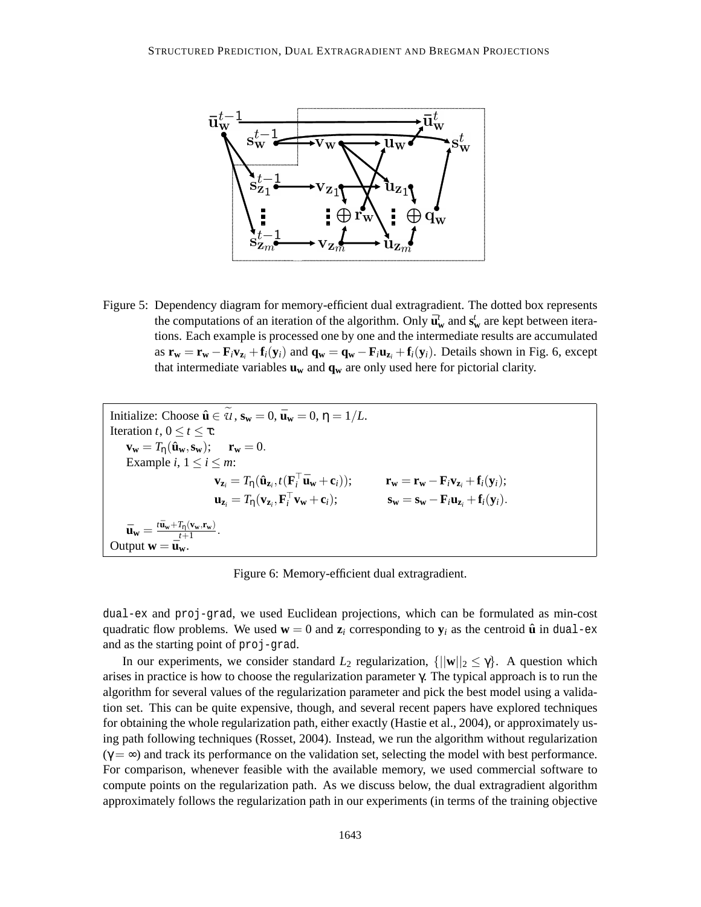Figure 5: Dependency diagram for memory-efficient dual extragradient. The dotted box represents the computations of an iteration of the algorithm. Only $\bar{\mathbf{u}}^t_{\mathbf{w}}$ and $\mathbf{s}^t_{\mathbf{w}}$ are kept between iterations. Each example is processed one by one and the intermediate results are accumulated as $\mathbf{r_w} = \mathbf{r_w} - \mathbf{F}_i \mathbf{v}_{\mathbf{z}_i} + \mathbf{f}_i(\mathbf{y}_i)$ and $\mathbf{q_w} = \mathbf{q_w} - \mathbf{F}_i \mathbf{u}_{\mathbf{z}_i} + \mathbf{f}_i(\mathbf{y}_i)$. Details shown in Fig. 6, except that intermediate variables $\mathbf{u_w}$ and $\mathbf{q_w}$ are only used here for pictorial clarity.

Initialize: Choose $\hat{\mathbf{u}} \in \widetilde{\mathcal{U}}$, $\mathbf{s_w} = 0$, $\bar{\mathbf{u}}_{\mathbf{w}} = 0$, $\eta = 1/L$.
Iteration $t$, $0 \le t \le \tau$:
$\quad \mathbf{v_w} = T_\eta(\hat{\mathbf{u}}_{\mathbf{w}}, \mathbf{s_w}); \quad \mathbf{r_w} = 0.$
$\quad$ Example $i$, $1 \le i \le m$:

$$\mathbf{v}_{\mathbf{z}_i} = T_\eta(\hat{\mathbf{u}}_{\mathbf{z}_i}, t(\mathbf{F}_i^\top \bar{\mathbf{u}}_{\mathbf{w}} + \mathbf{c}_i)); \qquad \mathbf{r_w} = \mathbf{r_w} - \mathbf{F}_i \mathbf{v}_{\mathbf{z}_i} + \mathbf{f}_i(\mathbf{y}_i);$$
$$\mathbf{u}_{\mathbf{z}_i} = T_\eta(\mathbf{v}_{\mathbf{z}_i}, \mathbf{F}_i^\top \mathbf{v_w} + \mathbf{c}_i); \qquad \mathbf{s_w} = \mathbf{s_w} - \mathbf{F}_i \mathbf{u}_{\mathbf{z}_i} + \mathbf{f}_i(\mathbf{y}_i).$$

$\quad \bar{\mathbf{u}}_{\mathbf{w}} = \frac{t\bar{\mathbf{u}}_{\mathbf{w}} + T_\eta(\mathbf{v_w}, \mathbf{r_w})}{t+1}.$
Output $\mathbf{w} = \bar{\mathbf{u}}_{\mathbf{w}}$.

Figure 6: Memory-efficient dual extragradient.

dual-ex and proj-grad, we used Euclidean projections, which can be formulated as min-cost quadratic flow problems. We used $\mathbf{w} = 0$ and $\mathbf{z}_i$ corresponding to $\mathbf{y}_i$ as the centroid $\hat{\mathbf{u}}$ in dual-ex and as the starting point of proj-grad.

In our experiments, we consider standard $L_2$ regularization, $\{||\mathbf{w}||_2 \le \gamma\}$. A question which arises in practice is how to choose the regularization parameter $\gamma$. The typical approach is to run the algorithm for several values of the regularization parameter and pick the best model using a validation set. This can be quite expensive, though, and several recent papers have explored techniques for obtaining the whole regularization path, either exactly (Hastie et al., 2004), or approximately using path following techniques (Rosset, 2004). Instead, we run the algorithm without regularization ($\gamma = \infty$) and track its performance on the validation set, selecting the model with best performance. For comparison, whenever feasible with the available memory, we used commercial software to compute points on the regularization path. As we discuss below, the dual extragradient algorithm approximately follows the regularization path in our experiments (in terms of the training objective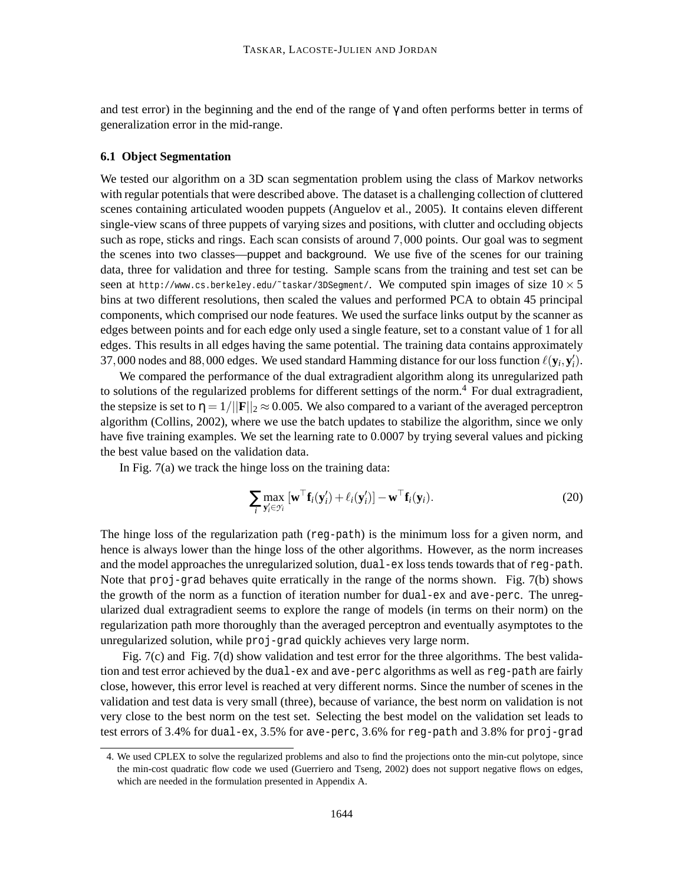and test error) in the beginning and the end of the range of $\gamma$ and often performs better in terms of generalization error in the mid-range.

### 6.1 Object Segmentation

We tested our algorithm on a 3D scan segmentation problem using the class of Markov networks with regular potentials that were described above. The dataset is a challenging collection of cluttered scenes containing articulated wooden puppets (Anguelov et al., 2005). It contains eleven different single-view scans of three puppets of varying sizes and positions, with clutter and occluding objects such as rope, sticks and rings. Each scan consists of around 7,000 points. Our goal was to segment the scenes into two classes—puppet and background. We use five of the scenes for our training data, three for validation and three for testing. Sample scans from the training and test set can be seen at `http://www.cs.berkeley.edu/~taskar/3DSegment/`. We computed spin images of size $10 \times 5$ bins at two different resolutions, then scaled the values and performed PCA to obtain 45 principal components, which comprised our node features. We used the surface links output by the scanner as edges between points and for each edge only used a single feature, set to a constant value of 1 for all edges. This results in all edges having the same potential. The training data contains approximately 37,000 nodes and 88,000 edges. We used standard Hamming distance for our loss function $\ell(\mathbf{y}_i, \mathbf{y}'_i)$.

We compared the performance of the dual extragradient algorithm along its unregularized path to solutions of the regularized problems for different settings of the norm.[4] For dual extragradient, the stepsize is set to $\eta = 1/||\mathbf{F}||_2 \approx 0.005$. We also compared to a variant of the averaged perceptron algorithm (Collins, 2002), where we use the batch updates to stabilize the algorithm, since we only have five training examples. We set the learning rate to 0.0007 by trying several values and picking the best value based on the validation data.

In Fig. 7(a) we track the hinge loss on the training data:

$$\sum_i \max_{\mathbf{y}'_i \in \mathcal{Y}_i} [\mathbf{w}^\top \mathbf{f}_i(\mathbf{y}'_i) + \ell_i(\mathbf{y}'_i)] - \mathbf{w}^\top \mathbf{f}_i(\mathbf{y}_i). \tag{20}$$

The hinge loss of the regularization path (`reg-path`) is the minimum loss for a given norm, and hence is always lower than the hinge loss of the other algorithms. However, as the norm increases and the model approaches the unregularized solution, `dual-ex` loss tends towards that of `reg-path`. Note that `proj-grad` behaves quite erratically in the range of the norms shown. Fig. 7(b) shows the growth of the norm as a function of iteration number for `dual-ex` and `ave-perc`. The unregularized dual extragradient seems to explore the range of models (in terms on their norm) on the regularization path more thoroughly than the averaged perceptron and eventually asymptotes to the unregularized solution, while `proj-grad` quickly achieves very large norm.

Fig. 7(c) and Fig. 7(d) show validation and test error for the three algorithms. The best validation and test error achieved by the `dual-ex` and `ave-perc` algorithms as well as `reg-path` are fairly close, however, this error level is reached at very different norms. Since the number of scenes in the validation and test data is very small (three), because of variance, the best norm on validation is not very close to the best norm on the test set. Selecting the best model on the validation set leads to test errors of 3.4% for `dual-ex`, 3.5% for `ave-perc`, 3.6% for `reg-path` and 3.8% for `proj-grad`

4. We used CPLEX to solve the regularized problems and also to find the projections onto the min-cut polytope, since the min-cost quadratic flow code we used (Guerriero and Tseng, 2002) does not support negative flows on edges, which are needed in the formulation presented in Appendix A.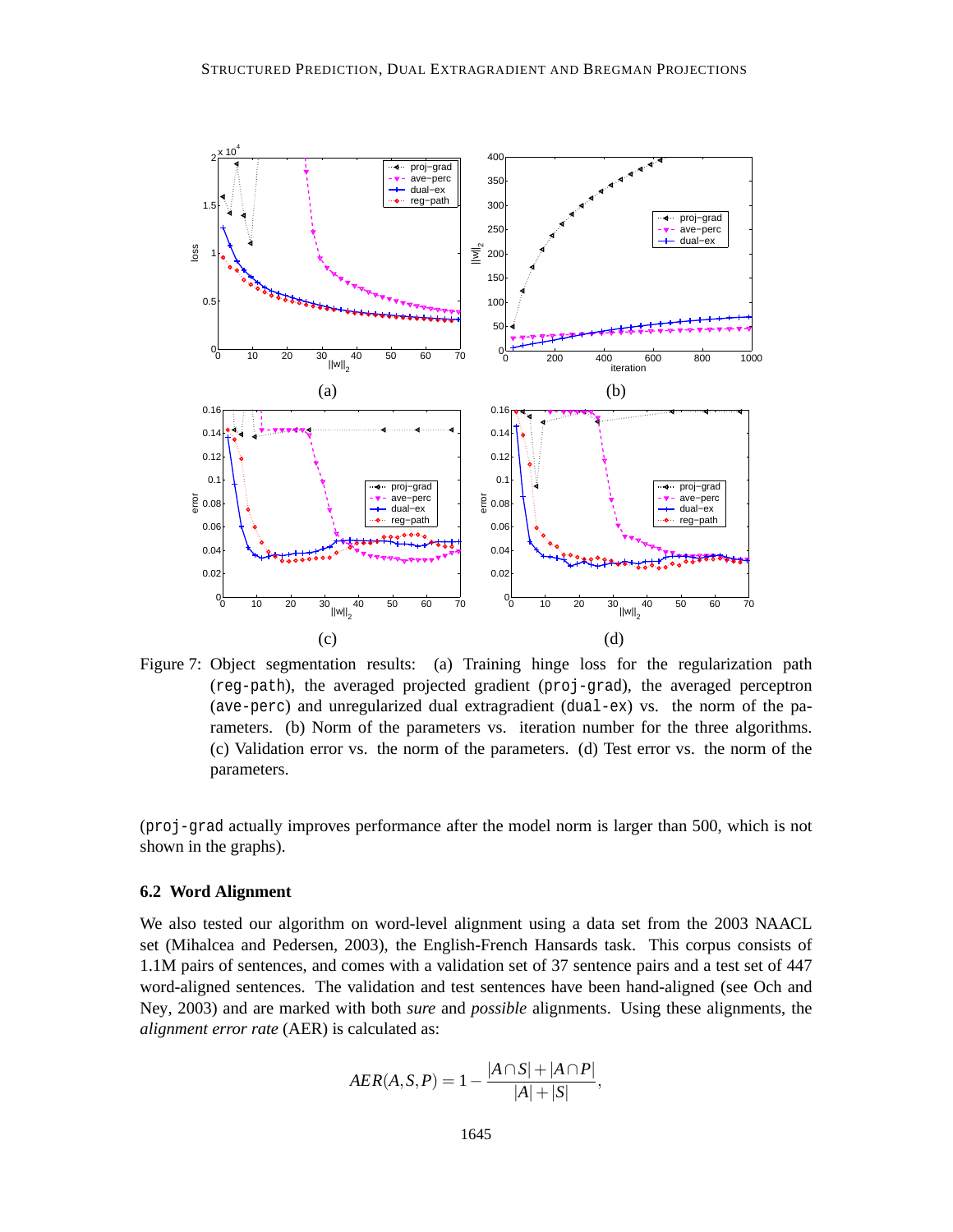Figure 7: Object segmentation results: (a) Training hinge loss for the regularization path (reg-path), the averaged projected gradient (proj-grad), the averaged perceptron (ave-perc) and unregularized dual extragradient (dual-ex) vs. the norm of the parameters. (b) Norm of the parameters vs. iteration number for the three algorithms. (c) Validation error vs. the norm of the parameters. (d) Test error vs. the norm of the parameters.

(proj-grad actually improves performance after the model norm is larger than 500, which is not shown in the graphs).

### 6.2 Word Alignment

We also tested our algorithm on word-level alignment using a data set from the 2003 NAACL set (Mihalcea and Pedersen, 2003), the English-French Hansards task. This corpus consists of 1.1M pairs of sentences, and comes with a validation set of 37 sentence pairs and a test set of 447 word-aligned sentences. The validation and test sentences have been hand-aligned (see Och and Ney, 2003) and are marked with both *sure* and *possible* alignments. Using these alignments, the *alignment error rate* (AER) is calculated as:

$$AER(A,S,P) = 1 - \frac{|A \cap S| + |A \cap P|}{|A| + |S|},$$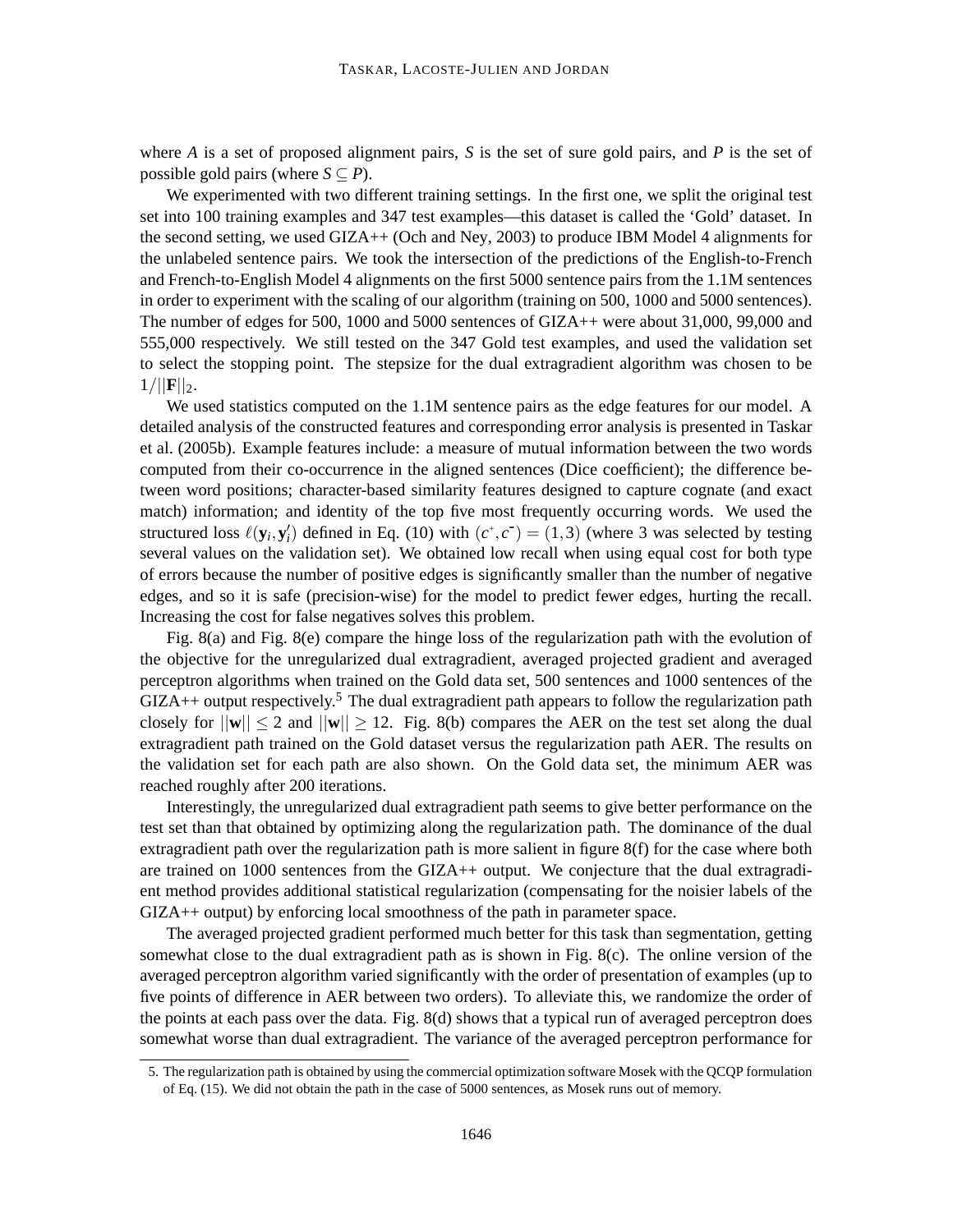where $A$ is a set of proposed alignment pairs, $S$ is the set of sure gold pairs, and $P$ is the set of possible gold pairs (where $S \subseteq P$).

We experimented with two different training settings. In the first one, we split the original test set into 100 training examples and 347 test examples—this dataset is called the 'Gold' dataset. In the second setting, we used GIZA++ (Och and Ney, 2003) to produce IBM Model 4 alignments for the unlabeled sentence pairs. We took the intersection of the predictions of the English-to-French and French-to-English Model 4 alignments on the first 5000 sentence pairs from the 1.1M sentences in order to experiment with the scaling of our algorithm (training on 500, 1000 and 5000 sentences). The number of edges for 500, 1000 and 5000 sentences of GIZA++ were about 31,000, 99,000 and 555,000 respectively. We still tested on the 347 Gold test examples, and used the validation set to select the stopping point. The stepsize for the dual extragradient algorithm was chosen to be $1/||\mathbf{F}||_2$.

We used statistics computed on the 1.1M sentence pairs as the edge features for our model. A detailed analysis of the constructed features and corresponding error analysis is presented in Taskar et al. (2005b). Example features include: a measure of mutual information between the two words computed from their co-occurrence in the aligned sentences (Dice coefficient); the difference between word positions; character-based similarity features designed to capture cognate (and exact match) information; and identity of the top five most frequently occurring words. We used the structured loss $\ell(\mathbf{y}_i, \mathbf{y}'_i)$ defined in Eq. (10) with $(c^+, c^-) = (1, 3)$ (where 3 was selected by testing several values on the validation set). We obtained low recall when using equal cost for both type of errors because the number of positive edges is significantly smaller than the number of negative edges, and so it is safe (precision-wise) for the model to predict fewer edges, hurting the recall. Increasing the cost for false negatives solves this problem.

Fig. 8(a) and Fig. 8(e) compare the hinge loss of the regularization path with the evolution of the objective for the unregularized dual extragradient, averaged projected gradient and averaged perceptron algorithms when trained on the Gold data set, 500 sentences and 1000 sentences of the GIZA++ output respectively.[5] The dual extragradient path appears to follow the regularization path closely for $||\mathbf{w}|| \leq 2$ and $||\mathbf{w}|| \geq 12$. Fig. 8(b) compares the AER on the test set along the dual extragradient path trained on the Gold dataset versus the regularization path AER. The results on the validation set for each path are also shown. On the Gold data set, the minimum AER was reached roughly after 200 iterations.

Interestingly, the unregularized dual extragradient path seems to give better performance on the test set than that obtained by optimizing along the regularization path. The dominance of the dual extragradient path over the regularization path is more salient in figure 8(f) for the case where both are trained on 1000 sentences from the GIZA++ output. We conjecture that the dual extragradient method provides additional statistical regularization (compensating for the noisier labels of the GIZA++ output) by enforcing local smoothness of the path in parameter space.

The averaged projected gradient performed much better for this task than segmentation, getting somewhat close to the dual extragradient path as is shown in Fig. 8(c). The online version of the averaged perceptron algorithm varied significantly with the order of presentation of examples (up to five points of difference in AER between two orders). To alleviate this, we randomize the order of the points at each pass over the data. Fig. 8(d) shows that a typical run of averaged perceptron does somewhat worse than dual extragradient. The variance of the averaged perceptron performance for

5. The regularization path is obtained by using the commercial optimization software Mosek with the QCQP formulation of Eq. (15). We did not obtain the path in the case of 5000 sentences, as Mosek runs out of memory.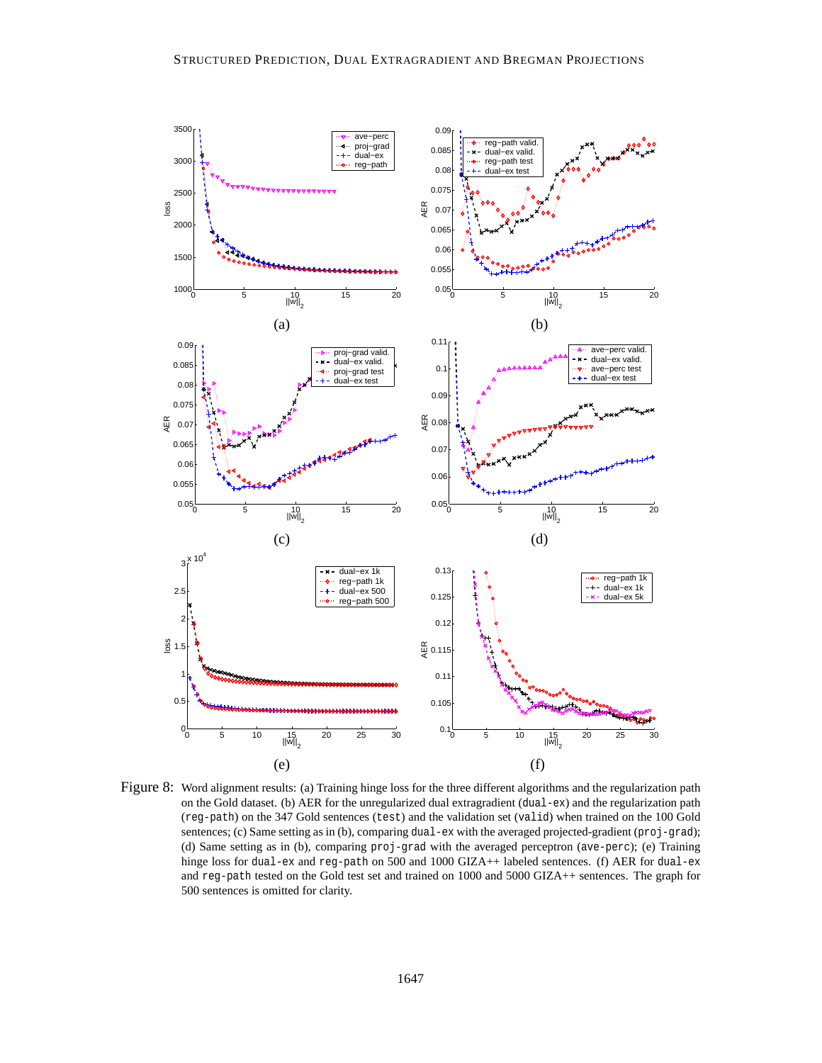Figure 8: Word alignment results: (a) Training hinge loss for the three different algorithms and the regularization path on the Gold dataset. (b) AER for the unregularized dual extragradient (`dual-ex`) and the regularization path (`reg-path`) on the 347 Gold sentences (`test`) and the validation set (`valid`) when trained on the 100 Gold sentences; (c) Same setting as in (b), comparing `dual-ex` with the averaged projected-gradient (`proj-grad`); (d) Same setting as in (b), comparing `proj-grad` with the averaged perceptron (`ave-perc`); (e) Training hinge loss for `dual-ex` and `reg-path` on 500 and 1000 GIZA++ labeled sentences. (f) AER for `dual-ex` and `reg-path` tested on the Gold test set and trained on 1000 and 5000 GIZA++ sentences. The graph for 500 sentences is omitted for clarity.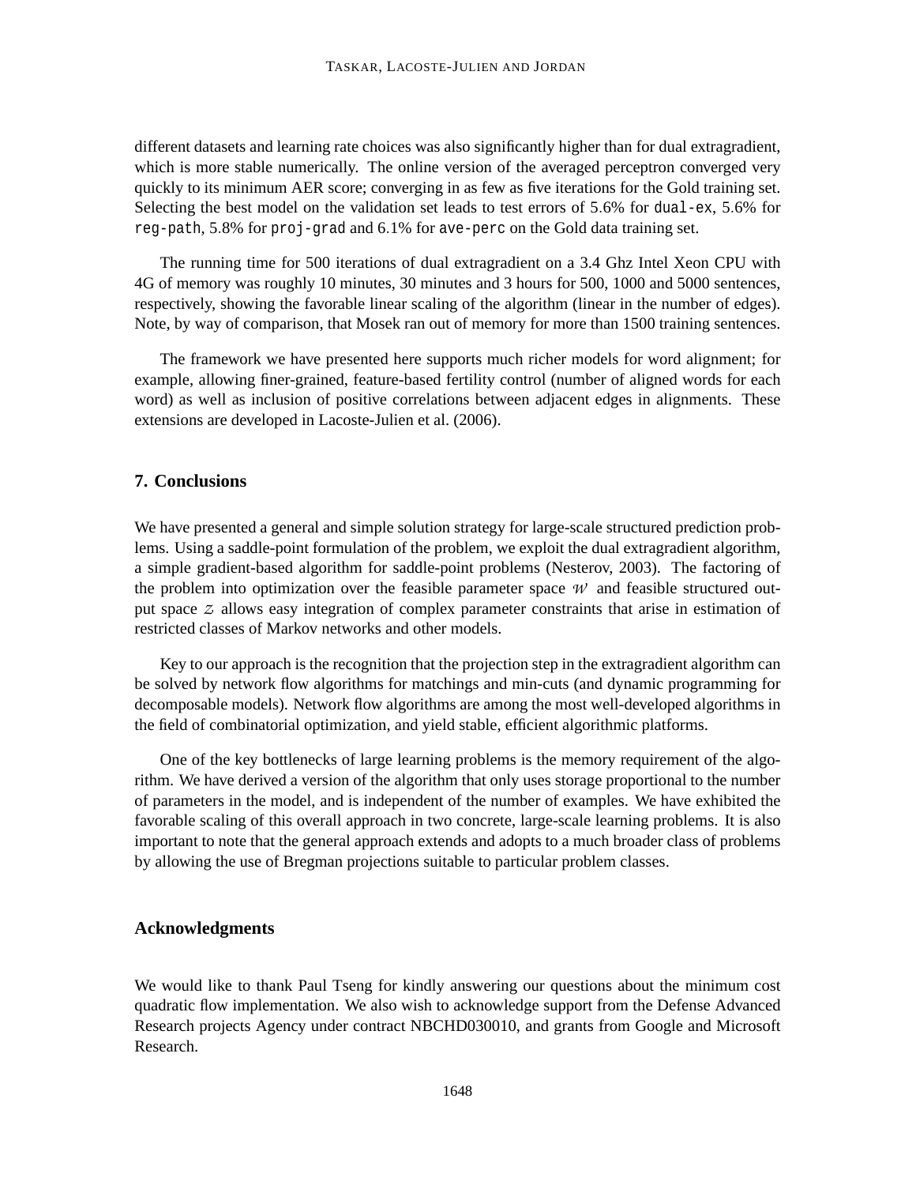different datasets and learning rate choices was also significantly higher than for dual extragradient, which is more stable numerically. The online version of the averaged perceptron converged very quickly to its minimum AER score; converging in as few as five iterations for the Gold training set. Selecting the best model on the validation set leads to test errors of 5.6% for `dual-ex`, 5.6% for `reg-path`, 5.8% for `proj-grad` and 6.1% for `ave-perc` on the Gold data training set.

The running time for 500 iterations of dual extragradient on a 3.4 Ghz Intel Xeon CPU with 4G of memory was roughly 10 minutes, 30 minutes and 3 hours for 500, 1000 and 5000 sentences, respectively, showing the favorable linear scaling of the algorithm (linear in the number of edges). Note, by way of comparison, that Mosek ran out of memory for more than 1500 training sentences.

The framework we have presented here supports much richer models for word alignment; for example, allowing finer-grained, feature-based fertility control (number of aligned words for each word) as well as inclusion of positive correlations between adjacent edges in alignments. These extensions are developed in Lacoste-Julien et al. (2006).

## 7. Conclusions

We have presented a general and simple solution strategy for large-scale structured prediction problems. Using a saddle-point formulation of the problem, we exploit the dual extragradient algorithm, a simple gradient-based algorithm for saddle-point problems (Nesterov, 2003). The factoring of the problem into optimization over the feasible parameter space $\mathcal{W}$ and feasible structured output space $\mathcal{Z}$ allows easy integration of complex parameter constraints that arise in estimation of restricted classes of Markov networks and other models.

Key to our approach is the recognition that the projection step in the extragradient algorithm can be solved by network flow algorithms for matchings and min-cuts (and dynamic programming for decomposable models). Network flow algorithms are among the most well-developed algorithms in the field of combinatorial optimization, and yield stable, efficient algorithmic platforms.

One of the key bottlenecks of large learning problems is the memory requirement of the algorithm. We have derived a version of the algorithm that only uses storage proportional to the number of parameters in the model, and is independent of the number of examples. We have exhibited the favorable scaling of this overall approach in two concrete, large-scale learning problems. It is also important to note that the general approach extends and adopts to a much broader class of problems by allowing the use of Bregman projections suitable to particular problem classes.

## Acknowledgments

We would like to thank Paul Tseng for kindly answering our questions about the minimum cost quadratic flow implementation. We also wish to acknowledge support from the Defense Advanced Research projects Agency under contract NBCHD030010, and grants from Google and Microsoft Research.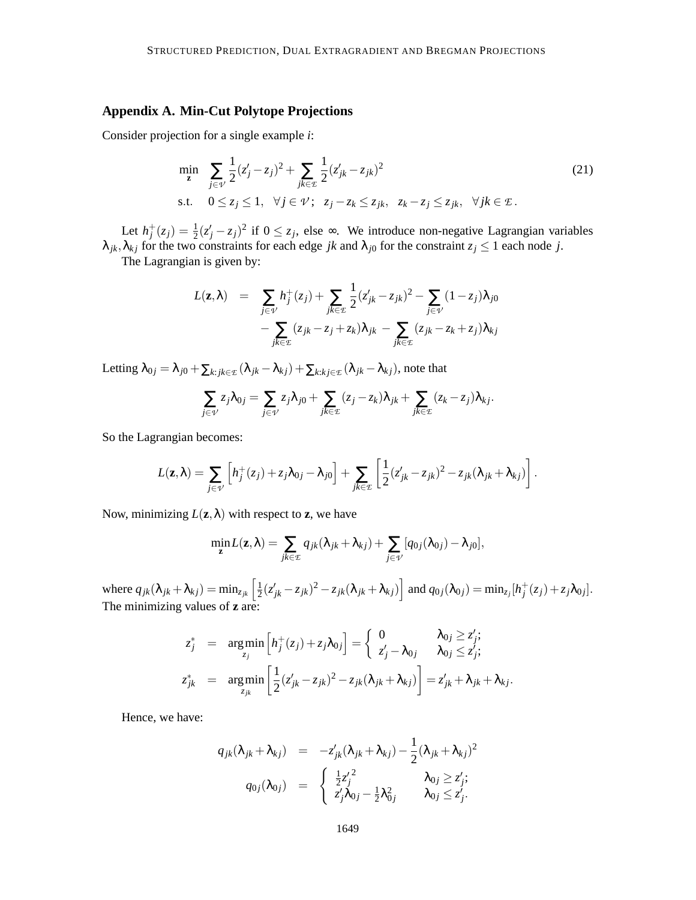## Appendix A. Min-Cut Polytope Projections

Consider projection for a single example $i$:

$$
\begin{aligned}
\min_{\mathbf{z}} \quad & \sum_{j \in \mathcal{V}} \frac{1}{2}(z'_j - z_j)^2 + \sum_{jk \in \mathcal{E}} \frac{1}{2}(z'_{jk} - z_{jk})^2 \\
\text{s.t.} \quad & 0 \leq z_j \leq 1, \quad \forall j \in \mathcal{V}; \quad z_j - z_k \leq z_{jk}, \quad z_k - z_j \leq z_{jk}, \quad \forall jk \in \mathcal{E}.
\end{aligned} \tag{21}
$$

Let $h_j^+(z_j) = \frac{1}{2}(z'_j - z_j)^2$ if $0 \leq z_j$, else $\infty$. We introduce non-negative Lagrangian variables $\lambda_{jk}, \lambda_{kj}$ for the two constraints for each edge $jk$ and $\lambda_{j0}$ for the constraint $z_j \leq 1$ each node $j$.

The Lagrangian is given by:

$$
\begin{aligned}
L(\mathbf{z}, \lambda) \quad = \quad & \sum_{j \in \mathcal{V}} h_j^+(z_j) + \sum_{jk \in \mathcal{E}} \frac{1}{2}(z'_{jk} - z_{jk})^2 - \sum_{j \in \mathcal{V}} (1 - z_j)\lambda_{j0} \\
& - \sum_{jk \in \mathcal{E}} (z_{jk} - z_j + z_k)\lambda_{jk} - \sum_{jk \in \mathcal{E}} (z_{jk} - z_k + z_j)\lambda_{kj}
\end{aligned}
$$

Letting $\lambda_{0j} = \lambda_{j0} + \sum_{k:jk \in \mathcal{E}} (\lambda_{jk} - \lambda_{kj}) + \sum_{k:kj \in \mathcal{E}} (\lambda_{jk} - \lambda_{kj})$, note that

$$
\sum_{j \in \mathcal{V}} z_j \lambda_{0j} = \sum_{j \in \mathcal{V}} z_j \lambda_{j0} + \sum_{jk \in \mathcal{E}} (z_j - z_k)\lambda_{jk} + \sum_{jk \in \mathcal{E}} (z_k - z_j)\lambda_{kj}.
$$

So the Lagrangian becomes:

$$
L(\mathbf{z}, \lambda) = \sum_{j \in \mathcal{V}} \left[ h_j^+(z_j) + z_j \lambda_{0j} - \lambda_{j0} \right] + \sum_{jk \in \mathcal{E}} \left[ \frac{1}{2}(z'_{jk} - z_{jk})^2 - z_{jk}(\lambda_{jk} + \lambda_{kj}) \right].
$$

Now, minimizing $L(\mathbf{z}, \lambda)$ with respect to $\mathbf{z}$, we have

$$
\min_{\mathbf{z}} L(\mathbf{z}, \lambda) = \sum_{jk \in \mathcal{E}} q_{jk}(\lambda_{jk} + \lambda_{kj}) + \sum_{j \in \mathcal{V}} [q_{0j}(\lambda_{0j}) - \lambda_{j0}],
$$

where $q_{jk}(\lambda_{jk} + \lambda_{kj}) = \min_{z_{jk}} \left[ \frac{1}{2}(z'_{jk} - z_{jk})^2 - z_{jk}(\lambda_{jk} + \lambda_{kj}) \right]$ and $q_{0j}(\lambda_{0j}) = \min_{z_j} [h_j^+(z_j) + z_j \lambda_{0j}]$. The minimizing values of $\mathbf{z}$ are:

$$
\begin{aligned}
z_j^* \quad &= \quad \arg\min_{z_j} \left[ h_j^+(z_j) + z_j \lambda_{0j} \right] = \begin{cases} 0 & \lambda_{0j} \geq z'_j; \\ z'_j - \lambda_{0j} & \lambda_{0j} \leq z'_j; \end{cases} \\
z_{jk}^* \quad &= \quad \arg\min_{z_{jk}} \left[ \frac{1}{2}(z'_{jk} - z_{jk})^2 - z_{jk}(\lambda_{jk} + \lambda_{kj}) \right] = z'_{jk} + \lambda_{jk} + \lambda_{kj}.
\end{aligned}
$$

Hence, we have:

$$
\begin{aligned}
q_{jk}(\lambda_{jk} + \lambda_{kj}) \quad &= \quad -z'_{jk}(\lambda_{jk} + \lambda_{kj}) - \frac{1}{2}(\lambda_{jk} + \lambda_{kj})^2 \\
q_{0j}(\lambda_{0j}) \quad &= \quad \begin{cases} \frac{1}{2}{z'_j}^2 & \lambda_{0j} \geq z'_j; \\ z'_j \lambda_{0j} - \frac{1}{2}\lambda_{0j}^2 & \lambda_{0j} \leq z'_j. \end{cases}
\end{aligned}
$$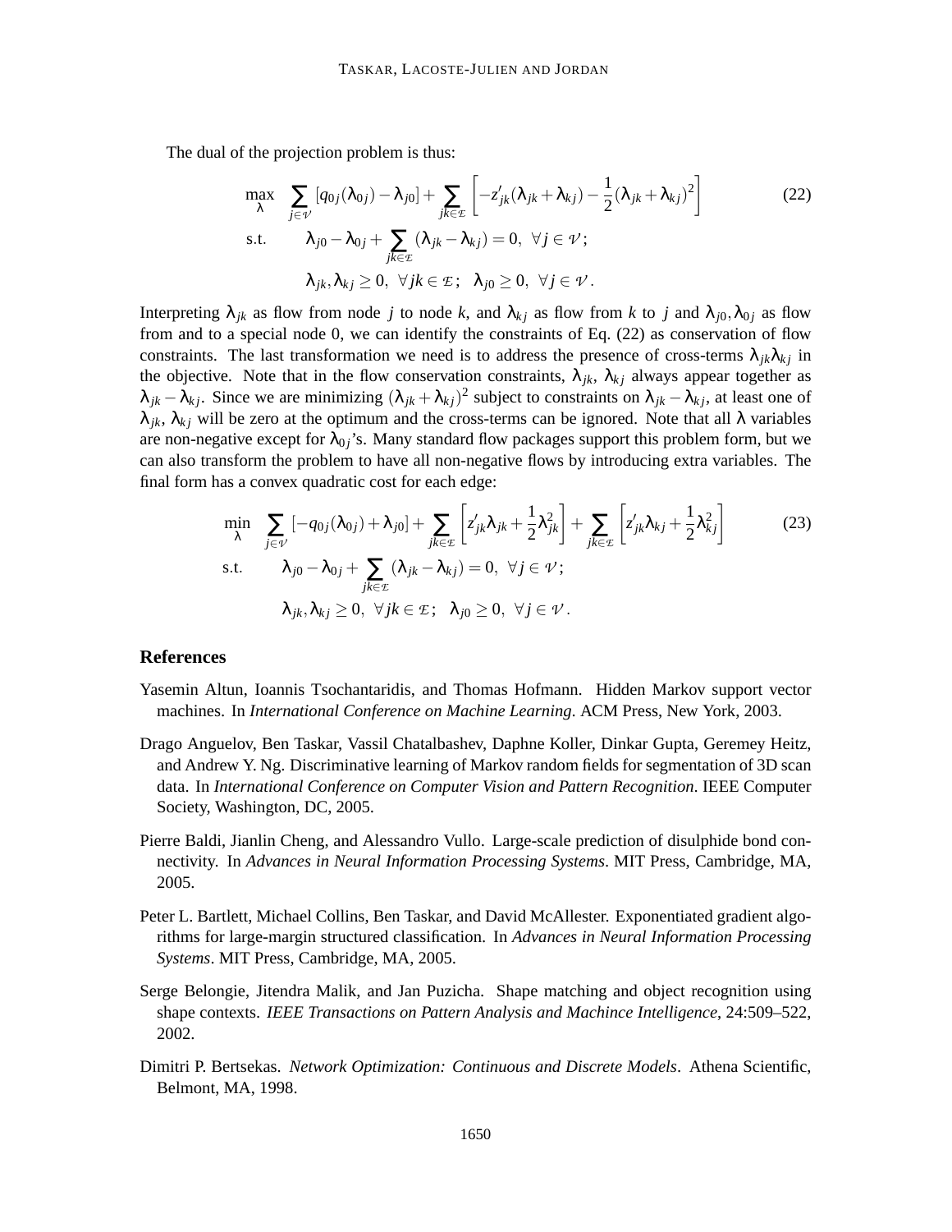The dual of the projection problem is thus:

$$
\begin{aligned}
\max_{\lambda} \quad & \sum_{j \in \mathcal{V}} [q_{0j}(\lambda_{0j}) - \lambda_{j0}] + \sum_{jk \in \mathcal{E}} \left[ -z'_{jk}(\lambda_{jk} + \lambda_{kj}) - \frac{1}{2}(\lambda_{jk} + \lambda_{kj})^2 \right] \\
\text{s.t.} \quad & \lambda_{j0} - \lambda_{0j} + \sum_{jk \in \mathcal{E}} (\lambda_{jk} - \lambda_{kj}) = 0, \ \forall j \in \mathcal{V}; \\
& \lambda_{jk}, \lambda_{kj} \geq 0, \ \forall jk \in \mathcal{E}; \ \ \lambda_{j0} \geq 0, \ \forall j \in \mathcal{V}.
\end{aligned}
\tag{22}
$$

Interpreting $\lambda_{jk}$ as flow from node $j$ to node $k$, and $\lambda_{kj}$ as flow from $k$ to $j$ and $\lambda_{j0}, \lambda_{0j}$ as flow from and to a special node 0, we can identify the constraints of Eq. (22) as conservation of flow constraints. The last transformation we need is to address the presence of cross-terms $\lambda_{jk}\lambda_{kj}$ in the objective. Note that in the flow conservation constraints, $\lambda_{jk}$, $\lambda_{kj}$ always appear together as $\lambda_{jk} - \lambda_{kj}$. Since we are minimizing $(\lambda_{jk} + \lambda_{kj})^2$ subject to constraints on $\lambda_{jk} - \lambda_{kj}$, at least one of $\lambda_{jk}$, $\lambda_{kj}$ will be zero at the optimum and the cross-terms can be ignored. Note that all $\lambda$ variables are non-negative except for $\lambda_{0j}$'s. Many standard flow packages support this problem form, but we can also transform the problem to have all non-negative flows by introducing extra variables. The final form has a convex quadratic cost for each edge:

$$
\begin{aligned}
\min_{\lambda} \quad & \sum_{j \in \mathcal{V}} [-q_{0j}(\lambda_{0j}) + \lambda_{j0}] + \sum_{jk \in \mathcal{E}} \left[ z'_{jk}\lambda_{jk} + \frac{1}{2}\lambda_{jk}^2 \right] + \sum_{jk \in \mathcal{E}} \left[ z'_{jk}\lambda_{kj} + \frac{1}{2}\lambda_{kj}^2 \right] \\
\text{s.t.} \quad & \lambda_{j0} - \lambda_{0j} + \sum_{jk \in \mathcal{E}} (\lambda_{jk} - \lambda_{kj}) = 0, \ \forall j \in \mathcal{V}; \\
& \lambda_{jk}, \lambda_{kj} \geq 0, \ \forall jk \in \mathcal{E}; \ \ \lambda_{j0} \geq 0, \ \forall j \in \mathcal{V}.
\end{aligned}
\tag{23}
$$

## References

Yasemin Altun, Ioannis Tsochantaridis, and Thomas Hofmann. Hidden Markov support vector machines. In *International Conference on Machine Learning*. ACM Press, New York, 2003.

Drago Anguelov, Ben Taskar, Vassil Chatalbashev, Daphne Koller, Dinkar Gupta, Geremey Heitz, and Andrew Y. Ng. Discriminative learning of Markov random fields for segmentation of 3D scan data. In *International Conference on Computer Vision and Pattern Recognition*. IEEE Computer Society, Washington, DC, 2005.

Pierre Baldi, Jianlin Cheng, and Alessandro Vullo. Large-scale prediction of disulphide bond connectivity. In *Advances in Neural Information Processing Systems*. MIT Press, Cambridge, MA, 2005.

Peter L. Bartlett, Michael Collins, Ben Taskar, and David McAllester. Exponentiated gradient algorithms for large-margin structured classification. In *Advances in Neural Information Processing Systems*. MIT Press, Cambridge, MA, 2005.

Serge Belongie, Jitendra Malik, and Jan Puzicha. Shape matching and object recognition using shape contexts. *IEEE Transactions on Pattern Analysis and Machince Intelligence*, 24:509–522, 2002.

Dimitri P. Bertsekas. *Network Optimization: Continuous and Discrete Models*. Athena Scientific, Belmont, MA, 1998.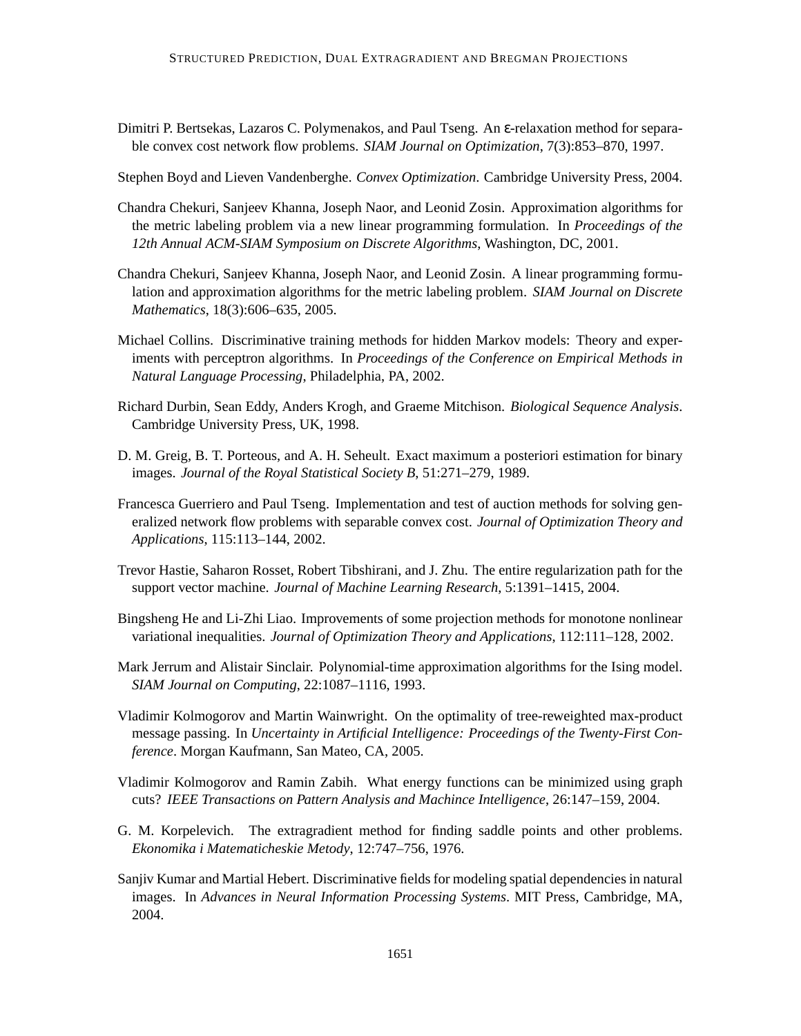Dimitri P. Bertsekas, Lazaros C. Polymenakos, and Paul Tseng. An $\epsilon$-relaxation method for separable convex cost network flow problems. *SIAM Journal on Optimization*, 7(3):853–870, 1997.

Stephen Boyd and Lieven Vandenberghe. *Convex Optimization*. Cambridge University Press, 2004.

Chandra Chekuri, Sanjeev Khanna, Joseph Naor, and Leonid Zosin. Approximation algorithms for the metric labeling problem via a new linear programming formulation. In *Proceedings of the 12th Annual ACM-SIAM Symposium on Discrete Algorithms*, Washington, DC, 2001.

Chandra Chekuri, Sanjeev Khanna, Joseph Naor, and Leonid Zosin. A linear programming formulation and approximation algorithms for the metric labeling problem. *SIAM Journal on Discrete Mathematics*, 18(3):606–635, 2005.

Michael Collins. Discriminative training methods for hidden Markov models: Theory and experiments with perceptron algorithms. In *Proceedings of the Conference on Empirical Methods in Natural Language Processing*, Philadelphia, PA, 2002.

Richard Durbin, Sean Eddy, Anders Krogh, and Graeme Mitchison. *Biological Sequence Analysis*. Cambridge University Press, UK, 1998.

D. M. Greig, B. T. Porteous, and A. H. Seheult. Exact maximum a posteriori estimation for binary images. *Journal of the Royal Statistical Society B*, 51:271–279, 1989.

Francesca Guerriero and Paul Tseng. Implementation and test of auction methods for solving generalized network flow problems with separable convex cost. *Journal of Optimization Theory and Applications*, 115:113–144, 2002.

Trevor Hastie, Saharon Rosset, Robert Tibshirani, and J. Zhu. The entire regularization path for the support vector machine. *Journal of Machine Learning Research*, 5:1391–1415, 2004.

Bingsheng He and Li-Zhi Liao. Improvements of some projection methods for monotone nonlinear variational inequalities. *Journal of Optimization Theory and Applications*, 112:111–128, 2002.

Mark Jerrum and Alistair Sinclair. Polynomial-time approximation algorithms for the Ising model. *SIAM Journal on Computing*, 22:1087–1116, 1993.

Vladimir Kolmogorov and Martin Wainwright. On the optimality of tree-reweighted max-product message passing. In *Uncertainty in Artificial Intelligence: Proceedings of the Twenty-First Conference*. Morgan Kaufmann, San Mateo, CA, 2005.

Vladimir Kolmogorov and Ramin Zabih. What energy functions can be minimized using graph cuts? *IEEE Transactions on Pattern Analysis and Machince Intelligence*, 26:147–159, 2004.

G. M. Korpelevich. The extragradient method for finding saddle points and other problems. *Ekonomika i Matematicheskie Metody*, 12:747–756, 1976.

Sanjiv Kumar and Martial Hebert. Discriminative fields for modeling spatial dependencies in natural images. In *Advances in Neural Information Processing Systems*. MIT Press, Cambridge, MA, 2004.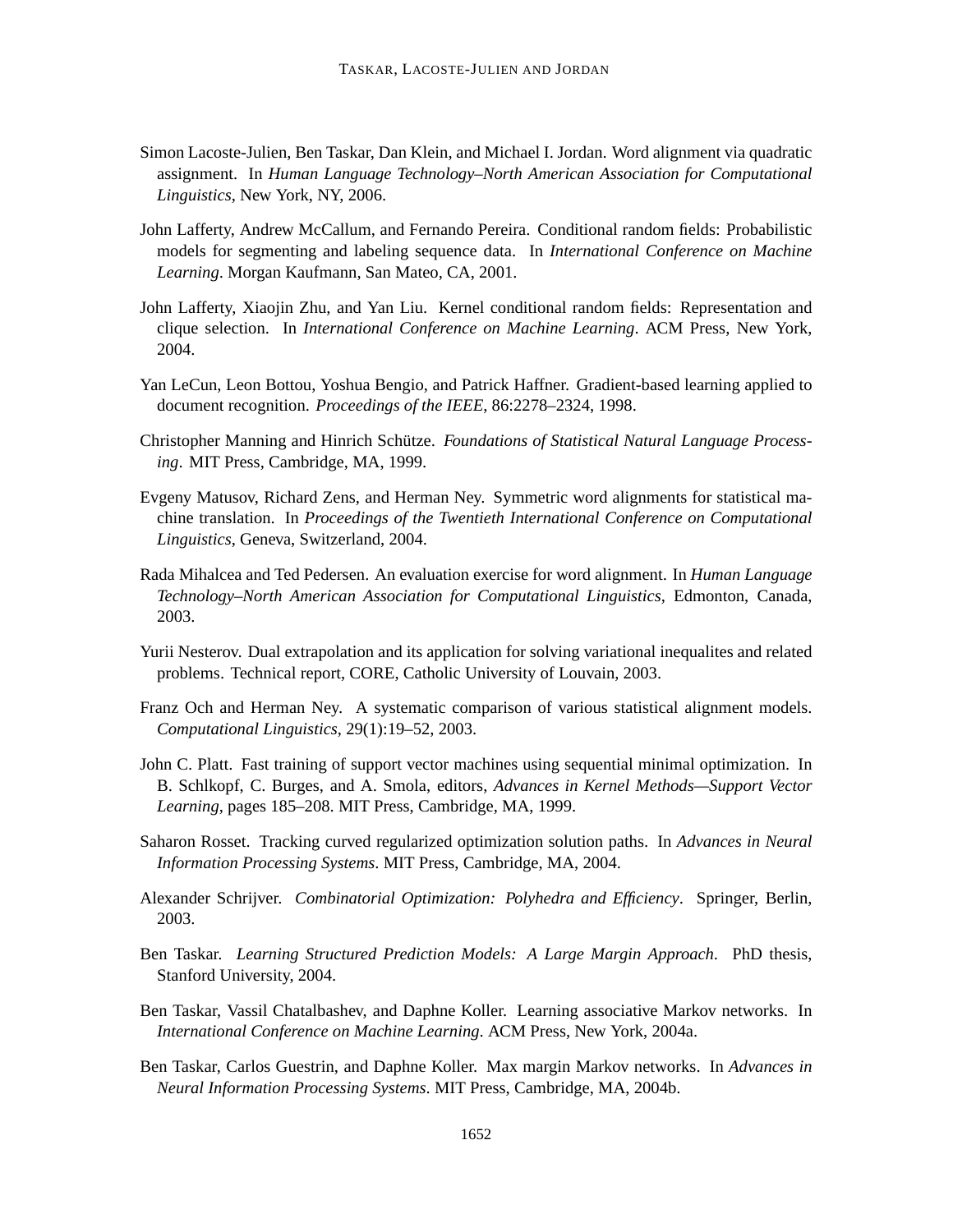Simon Lacoste-Julien, Ben Taskar, Dan Klein, and Michael I. Jordan. Word alignment via quadratic assignment. In *Human Language Technology–North American Association for Computational Linguistics*, New York, NY, 2006.

John Lafferty, Andrew McCallum, and Fernando Pereira. Conditional random fields: Probabilistic models for segmenting and labeling sequence data. In *International Conference on Machine Learning*. Morgan Kaufmann, San Mateo, CA, 2001.

John Lafferty, Xiaojin Zhu, and Yan Liu. Kernel conditional random fields: Representation and clique selection. In *International Conference on Machine Learning*. ACM Press, New York, 2004.

Yan LeCun, Leon Bottou, Yoshua Bengio, and Patrick Haffner. Gradient-based learning applied to document recognition. *Proceedings of the IEEE*, 86:2278–2324, 1998.

Christopher Manning and Hinrich Schütze. *Foundations of Statistical Natural Language Processing*. MIT Press, Cambridge, MA, 1999.

Evgeny Matusov, Richard Zens, and Herman Ney. Symmetric word alignments for statistical machine translation. In *Proceedings of the Twentieth International Conference on Computational Linguistics*, Geneva, Switzerland, 2004.

Rada Mihalcea and Ted Pedersen. An evaluation exercise for word alignment. In *Human Language Technology–North American Association for Computational Linguistics*, Edmonton, Canada, 2003.

Yurii Nesterov. Dual extrapolation and its application for solving variational inequalites and related problems. Technical report, CORE, Catholic University of Louvain, 2003.

Franz Och and Herman Ney. A systematic comparison of various statistical alignment models. *Computational Linguistics*, 29(1):19–52, 2003.

John C. Platt. Fast training of support vector machines using sequential minimal optimization. In B. Schlkopf, C. Burges, and A. Smola, editors, *Advances in Kernel Methods—Support Vector Learning*, pages 185–208. MIT Press, Cambridge, MA, 1999.

Saharon Rosset. Tracking curved regularized optimization solution paths. In *Advances in Neural Information Processing Systems*. MIT Press, Cambridge, MA, 2004.

Alexander Schrijver. *Combinatorial Optimization: Polyhedra and Efficiency*. Springer, Berlin, 2003.

Ben Taskar. *Learning Structured Prediction Models: A Large Margin Approach*. PhD thesis, Stanford University, 2004.

Ben Taskar, Vassil Chatalbashev, and Daphne Koller. Learning associative Markov networks. In *International Conference on Machine Learning*. ACM Press, New York, 2004a.

Ben Taskar, Carlos Guestrin, and Daphne Koller. Max margin Markov networks. In *Advances in Neural Information Processing Systems*. MIT Press, Cambridge, MA, 2004b.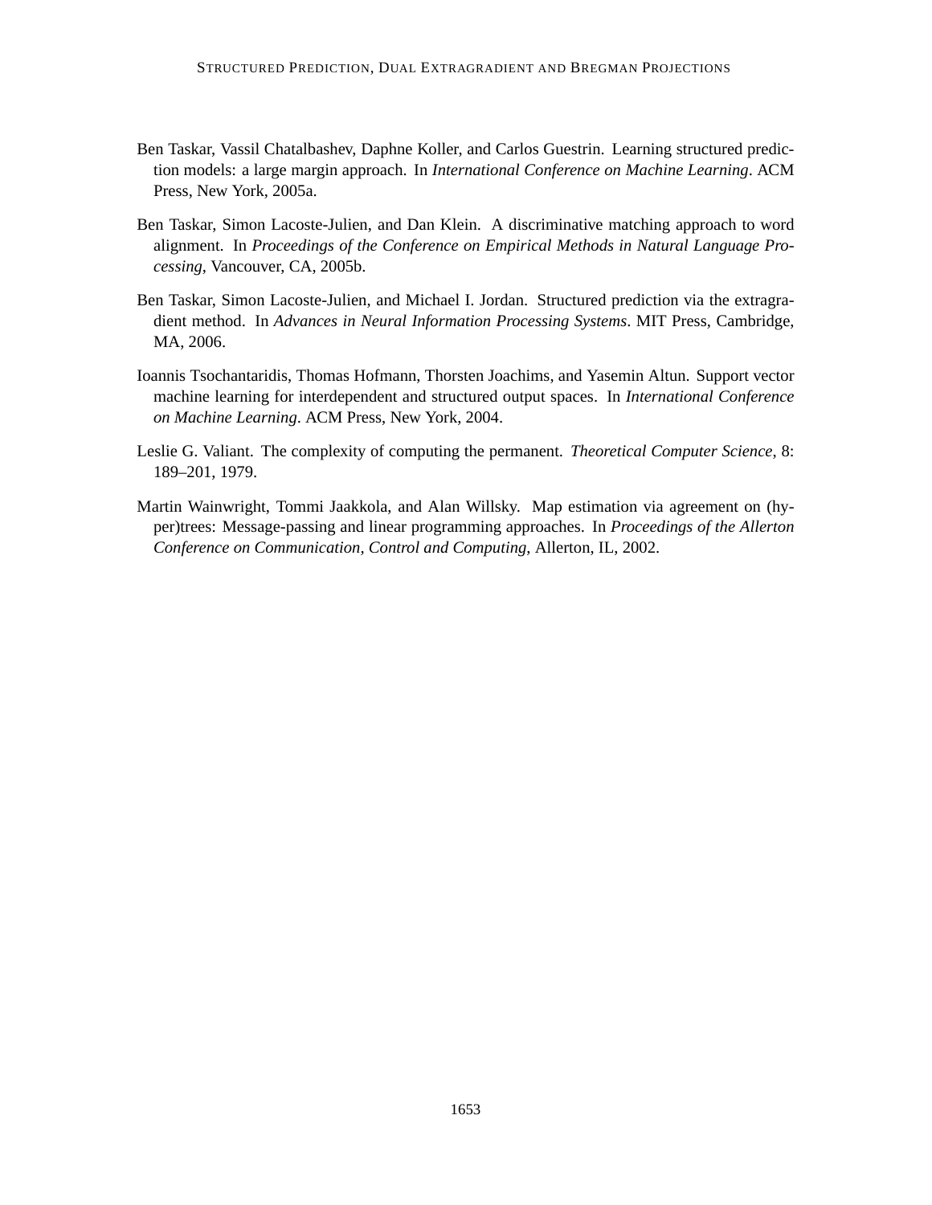Ben Taskar, Vassil Chatalbashev, Daphne Koller, and Carlos Guestrin. Learning structured prediction models: a large margin approach. In *International Conference on Machine Learning*. ACM Press, New York, 2005a.

Ben Taskar, Simon Lacoste-Julien, and Dan Klein. A discriminative matching approach to word alignment. In *Proceedings of the Conference on Empirical Methods in Natural Language Processing*, Vancouver, CA, 2005b.

Ben Taskar, Simon Lacoste-Julien, and Michael I. Jordan. Structured prediction via the extragradient method. In *Advances in Neural Information Processing Systems*. MIT Press, Cambridge, MA, 2006.

Ioannis Tsochantaridis, Thomas Hofmann, Thorsten Joachims, and Yasemin Altun. Support vector machine learning for interdependent and structured output spaces. In *International Conference on Machine Learning*. ACM Press, New York, 2004.

Leslie G. Valiant. The complexity of computing the permanent. *Theoretical Computer Science*, 8: 189–201, 1979.

Martin Wainwright, Tommi Jaakkola, and Alan Willsky. Map estimation via agreement on (hyper)trees: Message-passing and linear programming approaches. In *Proceedings of the Allerton Conference on Communication, Control and Computing*, Allerton, IL, 2002.